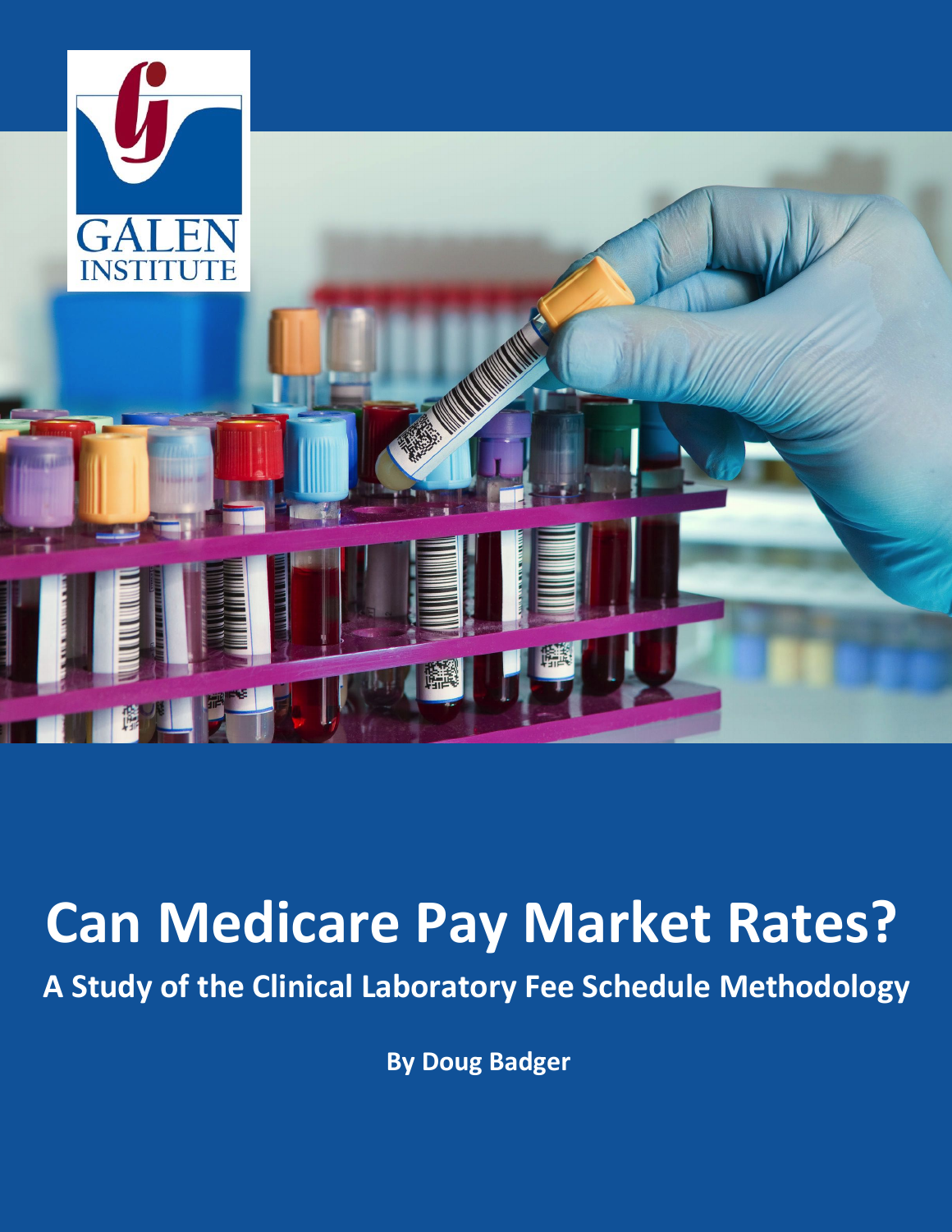GALEN INSTITUTE

# Can Medicare Pay Market Rates?

## A Study of the Clinical Laboratory Fee Schedule Methodology

**By Doug Badger**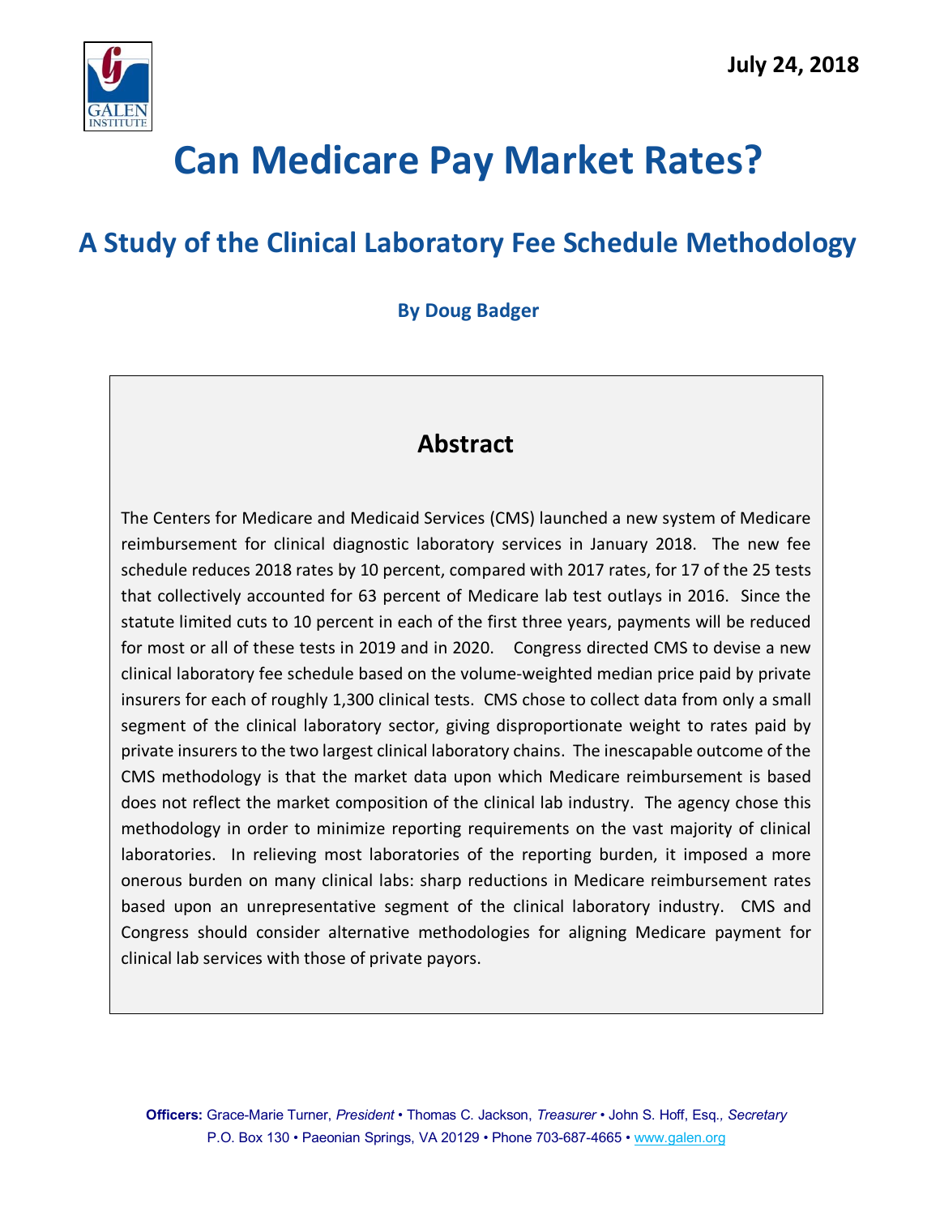July 24, 2018

# Can Medicare Pay Market Rates?

## A Study of the Clinical Laboratory Fee Schedule Methodology

**By Doug Badger**

### Abstract

The Centers for Medicare and Medicaid Services (CMS) launched a new system of Medicare reimbursement for clinical diagnostic laboratory services in January 2018. The new fee schedule reduces 2018 rates by 10 percent, compared with 2017 rates, for 17 of the 25 tests that collectively accounted for 63 percent of Medicare lab test outlays in 2016. Since the statute limited cuts to 10 percent in each of the first three years, payments will be reduced for most or all of these tests in 2019 and in 2020. Congress directed CMS to devise a new clinical laboratory fee schedule based on the volume-weighted median price paid by private insurers for each of roughly 1,300 clinical tests. CMS chose to collect data from only a small segment of the clinical laboratory sector, giving disproportionate weight to rates paid by private insurers to the two largest clinical laboratory chains. The inescapable outcome of the CMS methodology is that the market data upon which Medicare reimbursement is based does not reflect the market composition of the clinical lab industry. The agency chose this methodology in order to minimize reporting requirements on the vast majority of clinical laboratories. In relieving most laboratories of the reporting burden, it imposed a more onerous burden on many clinical labs: sharp reductions in Medicare reimbursement rates based upon an unrepresentative segment of the clinical laboratory industry. CMS and Congress should consider alternative methodologies for aligning Medicare payment for clinical lab services with those of private payors.

**Officers:** Grace-Marie Turner, *President* • Thomas C. Jackson, *Treasurer* • John S. Hoff, Esq., *Secretary*
P.O. Box 130 • Paeonian Springs, VA 20129 • Phone 703-687-4665 • www.galen.org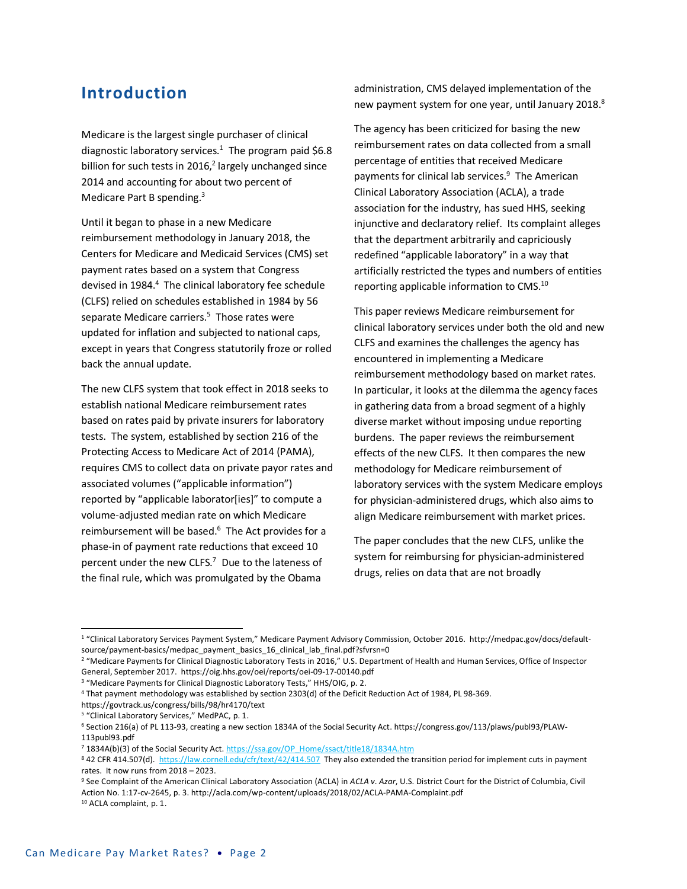## Introduction

Medicare is the largest single purchaser of clinical diagnostic laboratory services.[1] The program paid $6.8 billion for such tests in 2016,[2] largely unchanged since 2014 and accounting for about two percent of Medicare Part B spending.[3]

Until it began to phase in a new Medicare reimbursement methodology in January 2018, the Centers for Medicare and Medicaid Services (CMS) set payment rates based on a system that Congress devised in 1984.[4] The clinical laboratory fee schedule (CLFS) relied on schedules established in 1984 by 56 separate Medicare carriers.[5] Those rates were updated for inflation and subjected to national caps, except in years that Congress statutorily froze or rolled back the annual update.

The new CLFS system that took effect in 2018 seeks to establish national Medicare reimbursement rates based on rates paid by private insurers for laboratory tests. The system, established by section 216 of the Protecting Access to Medicare Act of 2014 (PAMA), requires CMS to collect data on private payor rates and associated volumes ("applicable information") reported by "applicable laborator[ies]" to compute a volume-adjusted median rate on which Medicare reimbursement will be based.[6] The Act provides for a phase-in of payment rate reductions that exceed 10 percent under the new CLFS.[7] Due to the lateness of the final rule, which was promulgated by the Obama administration, CMS delayed implementation of the new payment system for one year, until January 2018.[8]

The agency has been criticized for basing the new reimbursement rates on data collected from a small percentage of entities that received Medicare payments for clinical lab services.[9] The American Clinical Laboratory Association (ACLA), a trade association for the industry, has sued HHS, seeking injunctive and declaratory relief. Its complaint alleges that the department arbitrarily and capriciously redefined "applicable laboratory" in a way that artificially restricted the types and numbers of entities reporting applicable information to CMS.[10]

This paper reviews Medicare reimbursement for clinical laboratory services under both the old and new CLFS and examines the challenges the agency has encountered in implementing a Medicare reimbursement methodology based on market rates. In particular, it looks at the dilemma the agency faces in gathering data from a broad segment of a highly diverse market without imposing undue reporting burdens. The paper reviews the reimbursement effects of the new CLFS. It then compares the new methodology for Medicare reimbursement of laboratory services with the system Medicare employs for physician-administered drugs, which also aims to align Medicare reimbursement with market prices.

The paper concludes that the new CLFS, unlike the system for reimbursing for physician-administered drugs, relies on data that are not broadly

---

[1] "Clinical Laboratory Services Payment System," Medicare Payment Advisory Commission, October 2016. http://medpac.gov/docs/default-source/payment-basics/medpac_payment_basics_16_clinical_lab_final.pdf?sfvrsn=0

[2] "Medicare Payments for Clinical Diagnostic Laboratory Tests in 2016," U.S. Department of Health and Human Services, Office of Inspector General, September 2017. https://oig.hhs.gov/oei/reports/oei-09-17-00140.pdf

[3] "Medicare Payments for Clinical Diagnostic Laboratory Tests," HHS/OIG, p. 2.

[4] That payment methodology was established by section 2303(d) of the Deficit Reduction Act of 1984, PL 98-369. https://govtrack.us/congress/bills/98/hr4170/text

[5] "Clinical Laboratory Services," MedPAC, p. 1.

[6] Section 216(a) of PL 113-93, creating a new section 1834A of the Social Security Act. https://congress.gov/113/plaws/publ93/PLAW-113publ93.pdf

[7] 1834A(b)(3) of the Social Security Act. https://ssa.gov/OP_Home/ssact/title18/1834A.htm

[8] 42 CFR 414.507(d). https://law.cornell.edu/cfr/text/42/414.507 They also extended the transition period for implement cuts in payment rates. It now runs from 2018 – 2023.

[9] See Complaint of the American Clinical Laboratory Association (ACLA) in *ACLA v. Azar*, U.S. District Court for the District of Columbia, Civil Action No. 1:17-cv-2645, p. 3. http://acla.com/wp-content/uploads/2018/02/ACLA-PAMA-Complaint.pdf

[10] ACLA complaint, p. 1.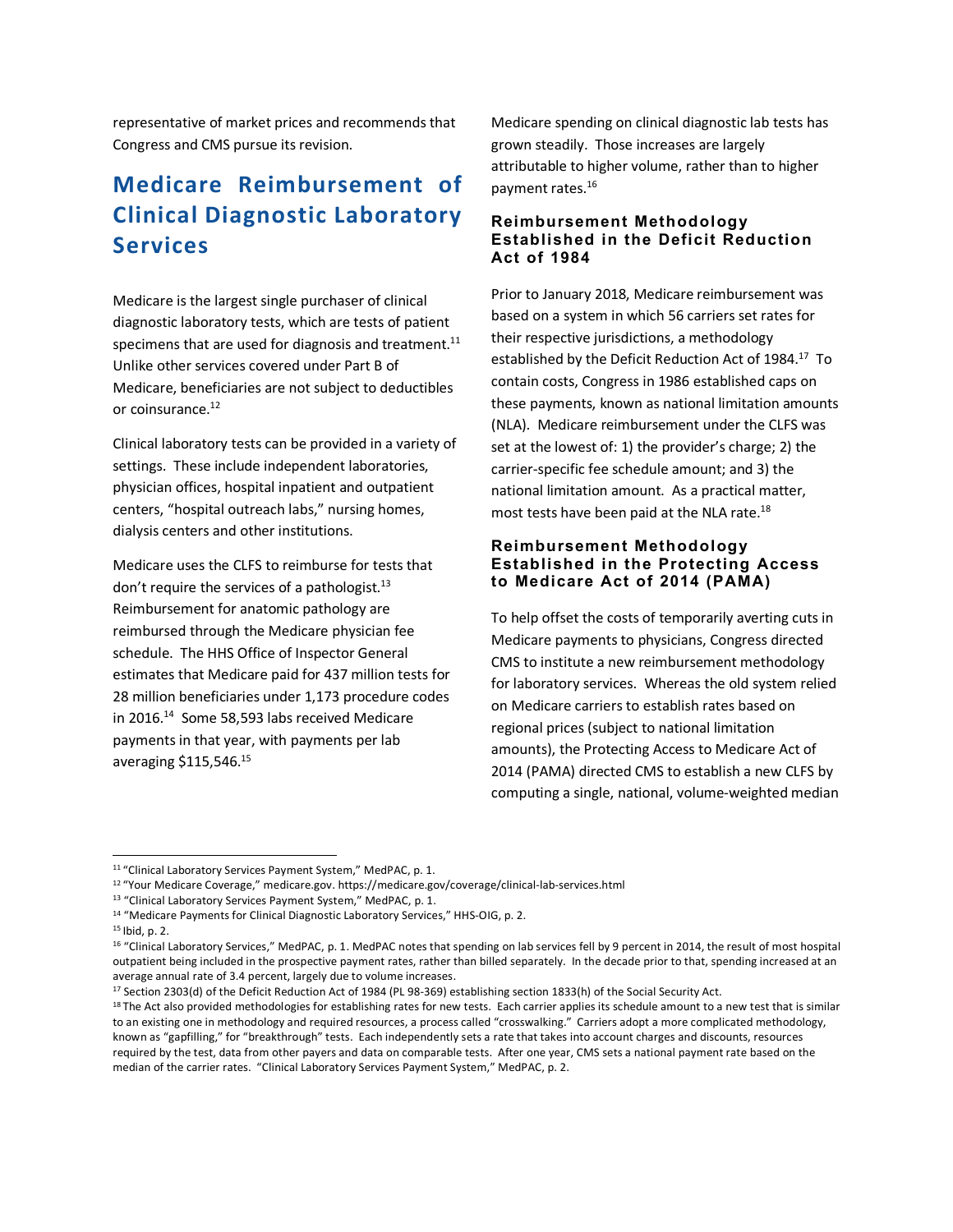representative of market prices and recommends that Congress and CMS pursue its revision.

## Medicare Reimbursement of Clinical Diagnostic Laboratory Services

Medicare is the largest single purchaser of clinical diagnostic laboratory tests, which are tests of patient specimens that are used for diagnosis and treatment.[11] Unlike other services covered under Part B of Medicare, beneficiaries are not subject to deductibles or coinsurance.[12]

Clinical laboratory tests can be provided in a variety of settings. These include independent laboratories, physician offices, hospital inpatient and outpatient centers, "hospital outreach labs," nursing homes, dialysis centers and other institutions.

Medicare uses the CLFS to reimburse for tests that don't require the services of a pathologist.[13] Reimbursement for anatomic pathology are reimbursed through the Medicare physician fee schedule. The HHS Office of Inspector General estimates that Medicare paid for 437 million tests for 28 million beneficiaries under 1,173 procedure codes in 2016.[14] Some 58,593 labs received Medicare payments in that year, with payments per lab averaging $115,546.[15]

Medicare spending on clinical diagnostic lab tests has grown steadily. Those increases are largely attributable to higher volume, rather than to higher payment rates.[16]

### Reimbursement Methodology Established in the Deficit Reduction Act of 1984

Prior to January 2018, Medicare reimbursement was based on a system in which 56 carriers set rates for their respective jurisdictions, a methodology established by the Deficit Reduction Act of 1984.[17] To contain costs, Congress in 1986 established caps on these payments, known as national limitation amounts (NLA). Medicare reimbursement under the CLFS was set at the lowest of: 1) the provider's charge; 2) the carrier-specific fee schedule amount; and 3) the national limitation amount. As a practical matter, most tests have been paid at the NLA rate.[18]

### Reimbursement Methodology Established in the Protecting Access to Medicare Act of 2014 (PAMA)

To help offset the costs of temporarily averting cuts in Medicare payments to physicians, Congress directed CMS to institute a new reimbursement methodology for laboratory services. Whereas the old system relied on Medicare carriers to establish rates based on regional prices (subject to national limitation amounts), the Protecting Access to Medicare Act of 2014 (PAMA) directed CMS to establish a new CLFS by computing a single, national, volume-weighted median

---

[11] "Clinical Laboratory Services Payment System," MedPAC, p. 1.

[12] "Your Medicare Coverage," medicare.gov. https://medicare.gov/coverage/clinical-lab-services.html

[13] "Clinical Laboratory Services Payment System," MedPAC, p. 1.

[14] "Medicare Payments for Clinical Diagnostic Laboratory Services," HHS-OIG, p. 2.

[15] Ibid, p. 2.

[16] "Clinical Laboratory Services," MedPAC, p. 1. MedPAC notes that spending on lab services fell by 9 percent in 2014, the result of most hospital outpatient being included in the prospective payment rates, rather than billed separately. In the decade prior to that, spending increased at an average annual rate of 3.4 percent, largely due to volume increases.

[17] Section 2303(d) of the Deficit Reduction Act of 1984 (PL 98-369) establishing section 1833(h) of the Social Security Act.

[18] The Act also provided methodologies for establishing rates for new tests. Each carrier applies its schedule amount to a new test that is similar to an existing one in methodology and required resources, a process called "crosswalking." Carriers adopt a more complicated methodology, known as "gapfilling," for "breakthrough" tests. Each independently sets a rate that takes into account charges and discounts, resources required by the test, data from other payers and data on comparable tests. After one year, CMS sets a national payment rate based on the median of the carrier rates. "Clinical Laboratory Services Payment System," MedPAC, p. 2.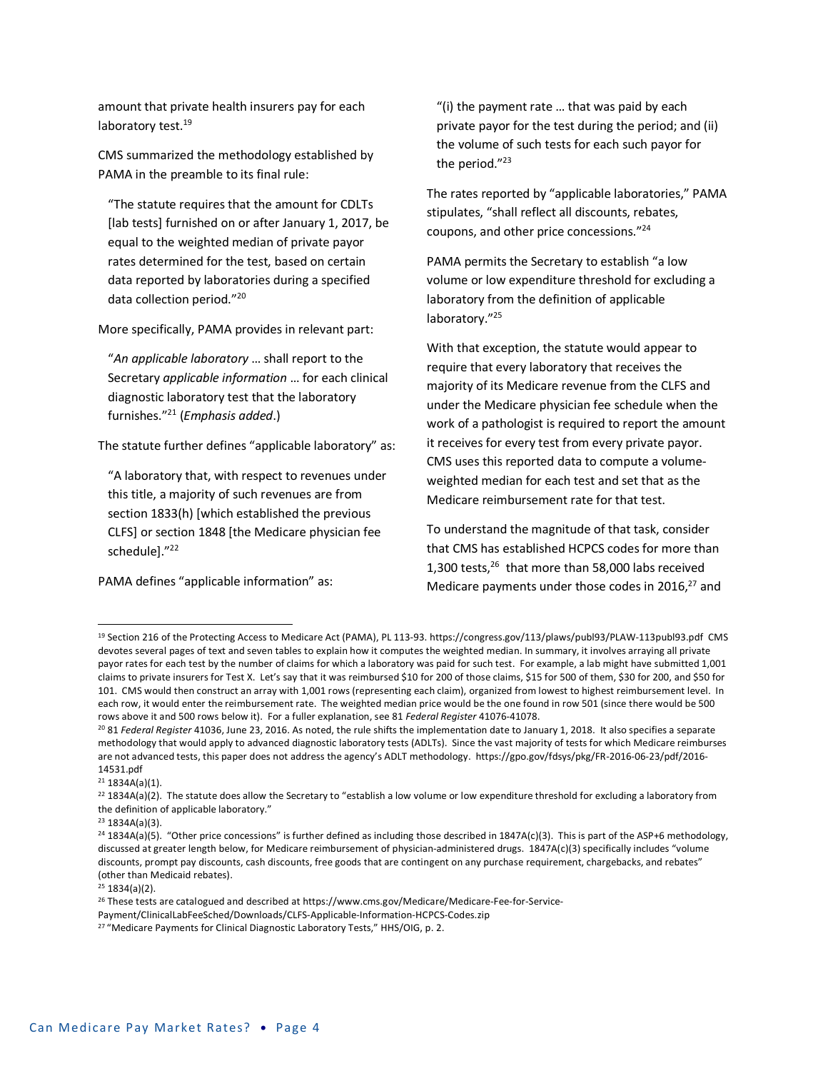amount that private health insurers pay for each laboratory test.[19]

CMS summarized the methodology established by PAMA in the preamble to its final rule:

> "The statute requires that the amount for CDLTs [lab tests] furnished on or after January 1, 2017, be equal to the weighted median of private payor rates determined for the test, based on certain data reported by laboratories during a specified data collection period."[20]

More specifically, PAMA provides in relevant part:

> "*An applicable laboratory* … shall report to the Secretary *applicable information* … for each clinical diagnostic laboratory test that the laboratory furnishes."[21] (*Emphasis added*.)

The statute further defines "applicable laboratory" as:

> "A laboratory that, with respect to revenues under this title, a majority of such revenues are from section 1833(h) [which established the previous CLFS] or section 1848 [the Medicare physician fee schedule]."[22]

PAMA defines "applicable information" as:

> "(i) the payment rate … that was paid by each private payor for the test during the period; and (ii) the volume of such tests for each such payor for the period."[23]

The rates reported by "applicable laboratories," PAMA stipulates, "shall reflect all discounts, rebates, coupons, and other price concessions."[24]

PAMA permits the Secretary to establish "a low volume or low expenditure threshold for excluding a laboratory from the definition of applicable laboratory."[25]

With that exception, the statute would appear to require that every laboratory that receives the majority of its Medicare revenue from the CLFS and under the Medicare physician fee schedule when the work of a pathologist is required to report the amount it receives for every test from every private payor. CMS uses this reported data to compute a volume-weighted median for each test and set that as the Medicare reimbursement rate for that test.

To understand the magnitude of that task, consider that CMS has established HCPCS codes for more than 1,300 tests,[26] that more than 58,000 labs received Medicare payments under those codes in 2016,[27] and

---

[19] Section 216 of the Protecting Access to Medicare Act (PAMA), PL 113-93. https://congress.gov/113/plaws/publ93/PLAW-113publ93.pdf CMS devotes several pages of text and seven tables to explain how it computes the weighted median. In summary, it involves arraying all private payor rates for each test by the number of claims for which a laboratory was paid for such test. For example, a lab might have submitted 1,001 claims to private insurers for Test X. Let's say that it was reimbursed $10 for 200 of those claims, $15 for 500 of them, $30 for 200, and $50 for 101. CMS would then construct an array with 1,001 rows (representing each claim), organized from lowest to highest reimbursement level. In each row, it would enter the reimbursement rate. The weighted median price would be the one found in row 501 (since there would be 500 rows above it and 500 rows below it). For a fuller explanation, see 81 *Federal Register* 41076-41078.

[20] 81 *Federal Register* 41036, June 23, 2016. As noted, the rule shifts the implementation date to January 1, 2018. It also specifies a separate methodology that would apply to advanced diagnostic laboratory tests (ADLTs). Since the vast majority of tests for which Medicare reimburses are not advanced tests, this paper does not address the agency's ADLT methodology. https://gpo.gov/fdsys/pkg/FR-2016-06-23/pdf/2016-14531.pdf

[21] 1834A(a)(1).

[22] 1834A(a)(2). The statute does allow the Secretary to "establish a low volume or low expenditure threshold for excluding a laboratory from the definition of applicable laboratory."

[23] 1834A(a)(3).

[24] 1834A(a)(5). "Other price concessions" is further defined as including those described in 1847A(c)(3). This is part of the ASP+6 methodology, discussed at greater length below, for Medicare reimbursement of physician-administered drugs. 1847A(c)(3) specifically includes "volume discounts, prompt pay discounts, cash discounts, free goods that are contingent on any purchase requirement, chargebacks, and rebates" (other than Medicaid rebates).

[25] 1834(a)(2).

[26] These tests are catalogued and described at https://www.cms.gov/Medicare/Medicare-Fee-for-Service-Payment/ClinicalLabFeeSched/Downloads/CLFS-Applicable-Information-HCPCS-Codes.zip

[27] "Medicare Payments for Clinical Diagnostic Laboratory Tests," HHS/OIG, p. 2.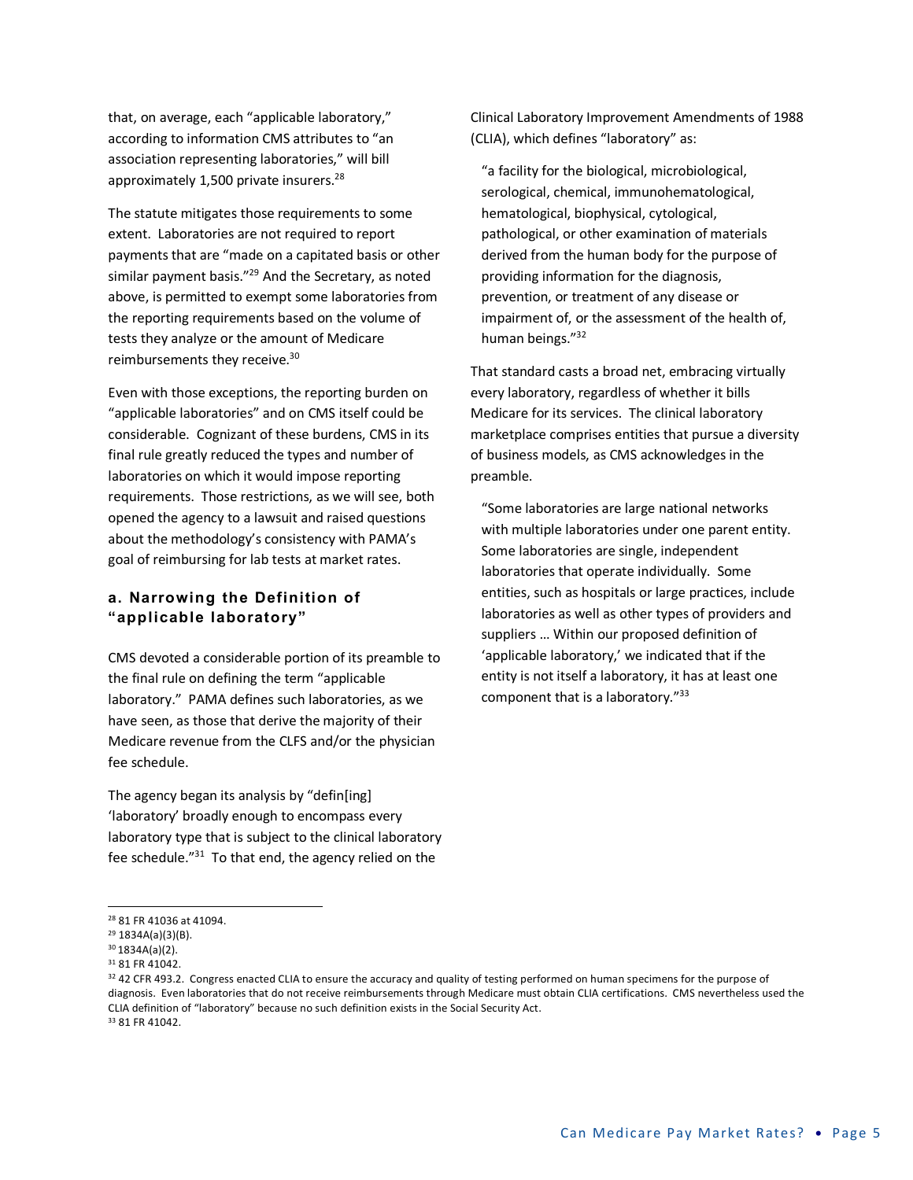that, on average, each "applicable laboratory," according to information CMS attributes to "an association representing laboratories," will bill approximately 1,500 private insurers.[28]

The statute mitigates those requirements to some extent. Laboratories are not required to report payments that are "made on a capitated basis or other similar payment basis."[29] And the Secretary, as noted above, is permitted to exempt some laboratories from the reporting requirements based on the volume of tests they analyze or the amount of Medicare reimbursements they receive.[30]

Even with those exceptions, the reporting burden on "applicable laboratories" and on CMS itself could be considerable. Cognizant of these burdens, CMS in its final rule greatly reduced the types and number of laboratories on which it would impose reporting requirements. Those restrictions, as we will see, both opened the agency to a lawsuit and raised questions about the methodology's consistency with PAMA's goal of reimbursing for lab tests at market rates.

### a. Narrowing the Definition of "applicable laboratory"

CMS devoted a considerable portion of its preamble to the final rule on defining the term "applicable laboratory." PAMA defines such laboratories, as we have seen, as those that derive the majority of their Medicare revenue from the CLFS and/or the physician fee schedule.

The agency began its analysis by "defin[ing] 'laboratory' broadly enough to encompass every laboratory type that is subject to the clinical laboratory fee schedule."[31] To that end, the agency relied on the Clinical Laboratory Improvement Amendments of 1988 (CLIA), which defines "laboratory" as:

> "a facility for the biological, microbiological, serological, chemical, immunohematological, hematological, biophysical, cytological, pathological, or other examination of materials derived from the human body for the purpose of providing information for the diagnosis, prevention, or treatment of any disease or impairment of, or the assessment of the health of, human beings."[32]

That standard casts a broad net, embracing virtually every laboratory, regardless of whether it bills Medicare for its services. The clinical laboratory marketplace comprises entities that pursue a diversity of business models, as CMS acknowledges in the preamble.

> "Some laboratories are large national networks with multiple laboratories under one parent entity. Some laboratories are single, independent laboratories that operate individually. Some entities, such as hospitals or large practices, include laboratories as well as other types of providers and suppliers … Within our proposed definition of 'applicable laboratory,' we indicated that if the entity is not itself a laboratory, it has at least one component that is a laboratory."[33]

---

[28] 81 FR 41036 at 41094.

[29] 1834A(a)(3)(B).

[30] 1834A(a)(2).

[31] 81 FR 41042.

[32] 42 CFR 493.2. Congress enacted CLIA to ensure the accuracy and quality of testing performed on human specimens for the purpose of diagnosis. Even laboratories that do not receive reimbursements through Medicare must obtain CLIA certifications. CMS nevertheless used the CLIA definition of "laboratory" because no such definition exists in the Social Security Act.

[33] 81 FR 41042.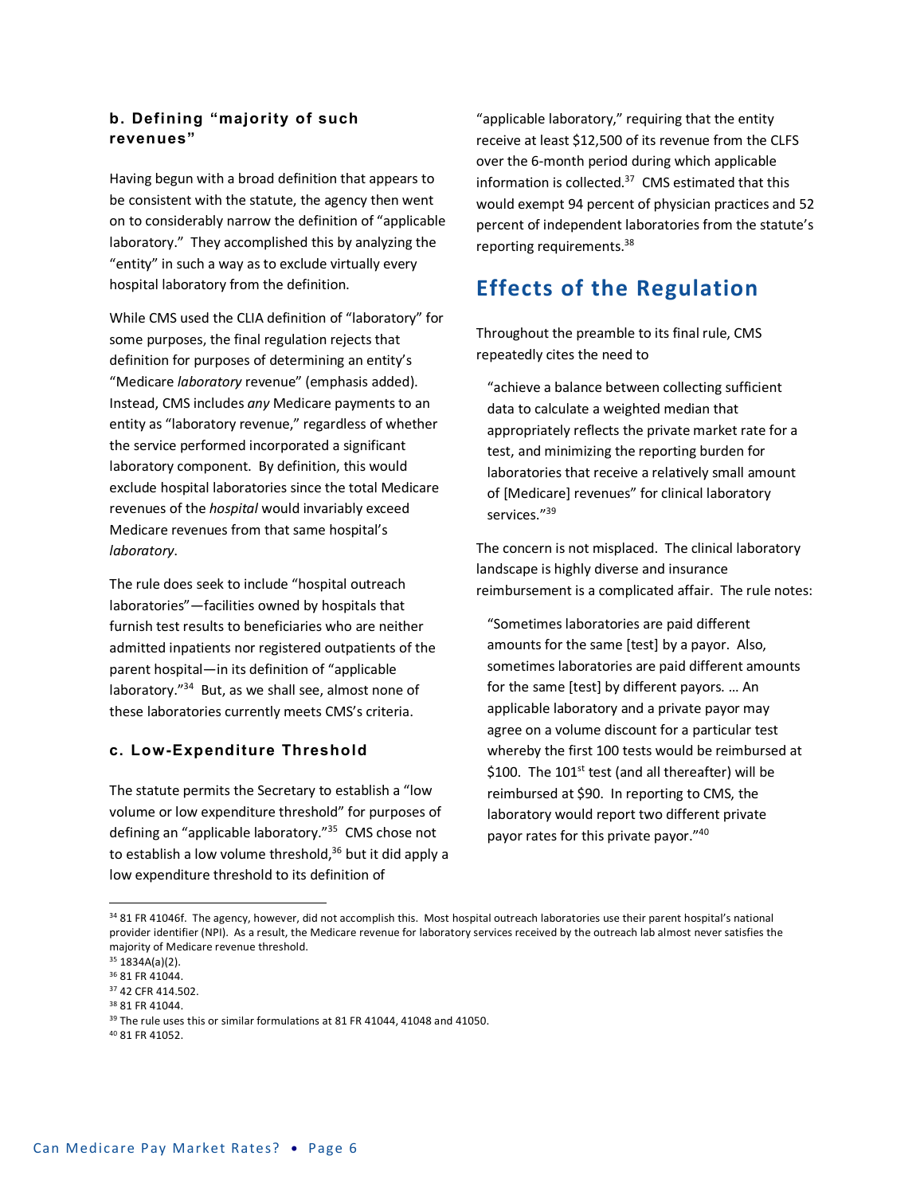### b. Defining "majority of such revenues"

Having begun with a broad definition that appears to be consistent with the statute, the agency then went on to considerably narrow the definition of "applicable laboratory." They accomplished this by analyzing the "entity" in such a way as to exclude virtually every hospital laboratory from the definition.

While CMS used the CLIA definition of "laboratory" for some purposes, the final regulation rejects that definition for purposes of determining an entity's "Medicare *laboratory* revenue" (emphasis added). Instead, CMS includes *any* Medicare payments to an entity as "laboratory revenue," regardless of whether the service performed incorporated a significant laboratory component. By definition, this would exclude hospital laboratories since the total Medicare revenues of the *hospital* would invariably exceed Medicare revenues from that same hospital's *laboratory*.

The rule does seek to include "hospital outreach laboratories"—facilities owned by hospitals that furnish test results to beneficiaries who are neither admitted inpatients nor registered outpatients of the parent hospital—in its definition of "applicable laboratory."[34] But, as we shall see, almost none of these laboratories currently meets CMS's criteria.

### c. Low-Expenditure Threshold

The statute permits the Secretary to establish a "low volume or low expenditure threshold" for purposes of defining an "applicable laboratory."[35] CMS chose not to establish a low volume threshold,[36] but it did apply a low expenditure threshold to its definition of "applicable laboratory," requiring that the entity receive at least $12,500 of its revenue from the CLFS over the 6-month period during which applicable information is collected.[37] CMS estimated that this would exempt 94 percent of physician practices and 52 percent of independent laboratories from the statute's reporting requirements.[38]

## Effects of the Regulation

Throughout the preamble to its final rule, CMS repeatedly cites the need to

> "achieve a balance between collecting sufficient data to calculate a weighted median that appropriately reflects the private market rate for a test, and minimizing the reporting burden for laboratories that receive a relatively small amount of [Medicare] revenues" for clinical laboratory services."[39]

The concern is not misplaced. The clinical laboratory landscape is highly diverse and insurance reimbursement is a complicated affair. The rule notes:

> "Sometimes laboratories are paid different amounts for the same [test] by a payor. Also, sometimes laboratories are paid different amounts for the same [test] by different payors. … An applicable laboratory and a private payor may agree on a volume discount for a particular test whereby the first 100 tests would be reimbursed at $100. The 101st test (and all thereafter) will be reimbursed at $90. In reporting to CMS, the laboratory would report two different private payor rates for this private payor."[40]

---

[34] 81 FR 41046f. The agency, however, did not accomplish this. Most hospital outreach laboratories use their parent hospital's national provider identifier (NPI). As a result, the Medicare revenue for laboratory services received by the outreach lab almost never satisfies the majority of Medicare revenue threshold.

[35] 1834A(a)(2).

[36] 81 FR 41044.

[37] 42 CFR 414.502.

[38] 81 FR 41044.

[39] The rule uses this or similar formulations at 81 FR 41044, 41048 and 41050.

[40] 81 FR 41052.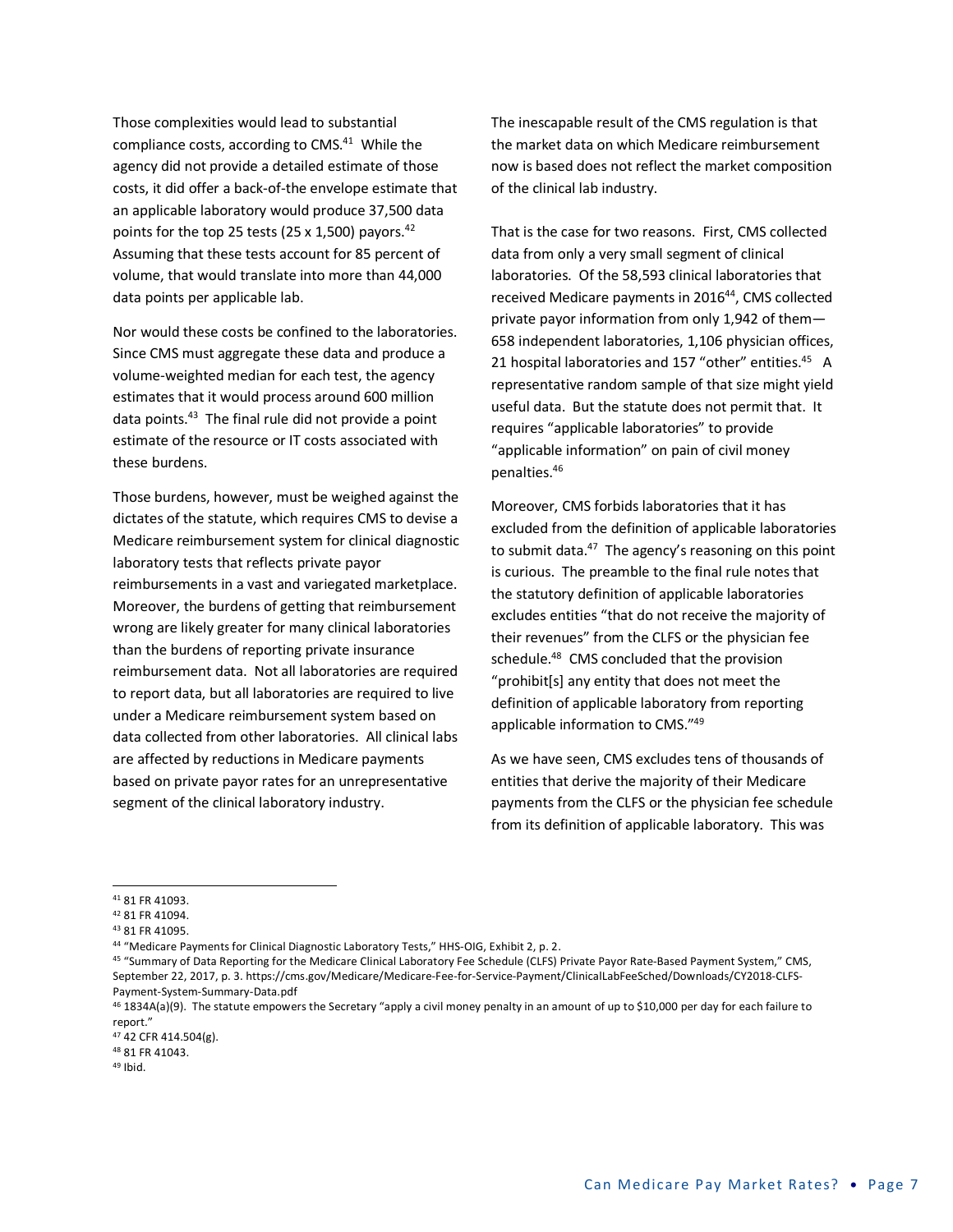Those complexities would lead to substantial compliance costs, according to CMS.[41] While the agency did not provide a detailed estimate of those costs, it did offer a back-of-the envelope estimate that an applicable laboratory would produce 37,500 data points for the top 25 tests (25 x 1,500) payors.[42] Assuming that these tests account for 85 percent of volume, that would translate into more than 44,000 data points per applicable lab.

Nor would these costs be confined to the laboratories. Since CMS must aggregate these data and produce a volume-weighted median for each test, the agency estimates that it would process around 600 million data points.[43] The final rule did not provide a point estimate of the resource or IT costs associated with these burdens.

Those burdens, however, must be weighed against the dictates of the statute, which requires CMS to devise a Medicare reimbursement system for clinical diagnostic laboratory tests that reflects private payor reimbursements in a vast and variegated marketplace. Moreover, the burdens of getting that reimbursement wrong are likely greater for many clinical laboratories than the burdens of reporting private insurance reimbursement data. Not all laboratories are required to report data, but all laboratories are required to live under a Medicare reimbursement system based on data collected from other laboratories. All clinical labs are affected by reductions in Medicare payments based on private payor rates for an unrepresentative segment of the clinical laboratory industry.

The inescapable result of the CMS regulation is that the market data on which Medicare reimbursement now is based does not reflect the market composition of the clinical lab industry.

That is the case for two reasons. First, CMS collected data from only a very small segment of clinical laboratories. Of the 58,593 clinical laboratories that received Medicare payments in 2016[44], CMS collected private payor information from only 1,942 of them—658 independent laboratories, 1,106 physician offices, 21 hospital laboratories and 157 "other" entities.[45] A representative random sample of that size might yield useful data. But the statute does not permit that. It requires "applicable laboratories" to provide "applicable information" on pain of civil money penalties.[46]

Moreover, CMS forbids laboratories that it has excluded from the definition of applicable laboratories to submit data.[47] The agency's reasoning on this point is curious. The preamble to the final rule notes that the statutory definition of applicable laboratories excludes entities "that do not receive the majority of their revenues" from the CLFS or the physician fee schedule.[48] CMS concluded that the provision "prohibit[s] any entity that does not meet the definition of applicable laboratory from reporting applicable information to CMS."[49]

As we have seen, CMS excludes tens of thousands of entities that derive the majority of their Medicare payments from the CLFS or the physician fee schedule from its definition of applicable laboratory. This was

---

[41] 81 FR 41093.

[42] 81 FR 41094.

[43] 81 FR 41095.

[44] "Medicare Payments for Clinical Diagnostic Laboratory Tests," HHS-OIG, Exhibit 2, p. 2.

[45] "Summary of Data Reporting for the Medicare Clinical Laboratory Fee Schedule (CLFS) Private Payor Rate-Based Payment System," CMS, September 22, 2017, p. 3. https://cms.gov/Medicare/Medicare-Fee-for-Service-Payment/ClinicalLabFeeSched/Downloads/CY2018-CLFS-Payment-System-Summary-Data.pdf

[46] 1834A(a)(9). The statute empowers the Secretary "apply a civil money penalty in an amount of up to $10,000 per day for each failure to report."

[47] 42 CFR 414.504(g).

[48] 81 FR 41043.

[49] Ibid.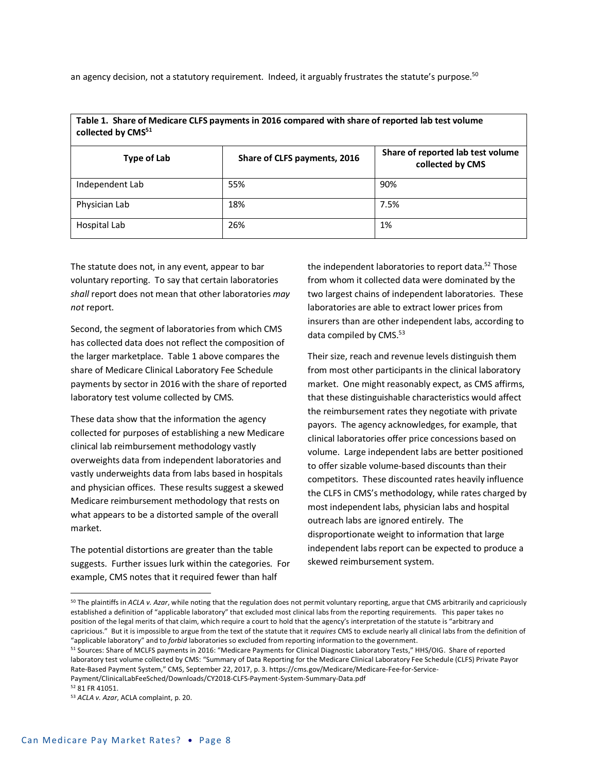an agency decision, not a statutory requirement. Indeed, it arguably frustrates the statute's purpose.[50]

**Table 1. Share of Medicare CLFS payments in 2016 compared with share of reported lab test volume collected by CMS[51]**

| Type of Lab | Share of CLFS payments, 2016 | Share of reported lab test volume collected by CMS |
|---|---|---|
| Independent Lab | 55% | 90% |
| Physician Lab | 18% | 7.5% |
| Hospital Lab | 26% | 1% |

The statute does not, in any event, appear to bar voluntary reporting. To say that certain laboratories *shall* report does not mean that other laboratories *may not* report.

Second, the segment of laboratories from which CMS has collected data does not reflect the composition of the larger marketplace. Table 1 above compares the share of Medicare Clinical Laboratory Fee Schedule payments by sector in 2016 with the share of reported laboratory test volume collected by CMS.

These data show that the information the agency collected for purposes of establishing a new Medicare clinical lab reimbursement methodology vastly overweights data from independent laboratories and vastly underweights data from labs based in hospitals and physician offices. These results suggest a skewed Medicare reimbursement methodology that rests on what appears to be a distorted sample of the overall market.

The potential distortions are greater than the table suggests. Further issues lurk within the categories. For example, CMS notes that it required fewer than half the independent laboratories to report data.[52] Those from whom it collected data were dominated by the two largest chains of independent laboratories. These laboratories are able to extract lower prices from insurers than are other independent labs, according to data compiled by CMS.[53]

Their size, reach and revenue levels distinguish them from most other participants in the clinical laboratory market. One might reasonably expect, as CMS affirms, that these distinguishable characteristics would affect the reimbursement rates they negotiate with private payors. The agency acknowledges, for example, that clinical laboratories offer price concessions based on volume. Large independent labs are better positioned to offer sizable volume-based discounts than their competitors. These discounted rates heavily influence the CLFS in CMS's methodology, while rates charged by most independent labs, physician labs and hospital outreach labs are ignored entirely. The disproportionate weight to information that large independent labs report can be expected to produce a skewed reimbursement system.

---

[50] The plaintiffs in *ACLA v. Azar*, while noting that the regulation does not permit voluntary reporting, argue that CMS arbitrarily and capriciously established a definition of "applicable laboratory" that excluded most clinical labs from the reporting requirements. This paper takes no position of the legal merits of that claim, which require a court to hold that the agency's interpretation of the statute is "arbitrary and capricious." But it is impossible to argue from the text of the statute that it *requires* CMS to exclude nearly all clinical labs from the definition of "applicable laboratory" and to *forbid* laboratories so excluded from reporting information to the government.

[51] Sources: Share of MCLFS payments in 2016: "Medicare Payments for Clinical Diagnostic Laboratory Tests," HHS/OIG. Share of reported laboratory test volume collected by CMS: "Summary of Data Reporting for the Medicare Clinical Laboratory Fee Schedule (CLFS) Private Payor Rate-Based Payment System," CMS, September 22, 2017, p. 3. https://cms.gov/Medicare/Medicare-Fee-for-Service-Payment/ClinicalLabFeeSched/Downloads/CY2018-CLFS-Payment-System-Summary-Data.pdf

[52] 81 FR 41051.

[53] *ACLA v. Azar*, ACLA complaint, p. 20.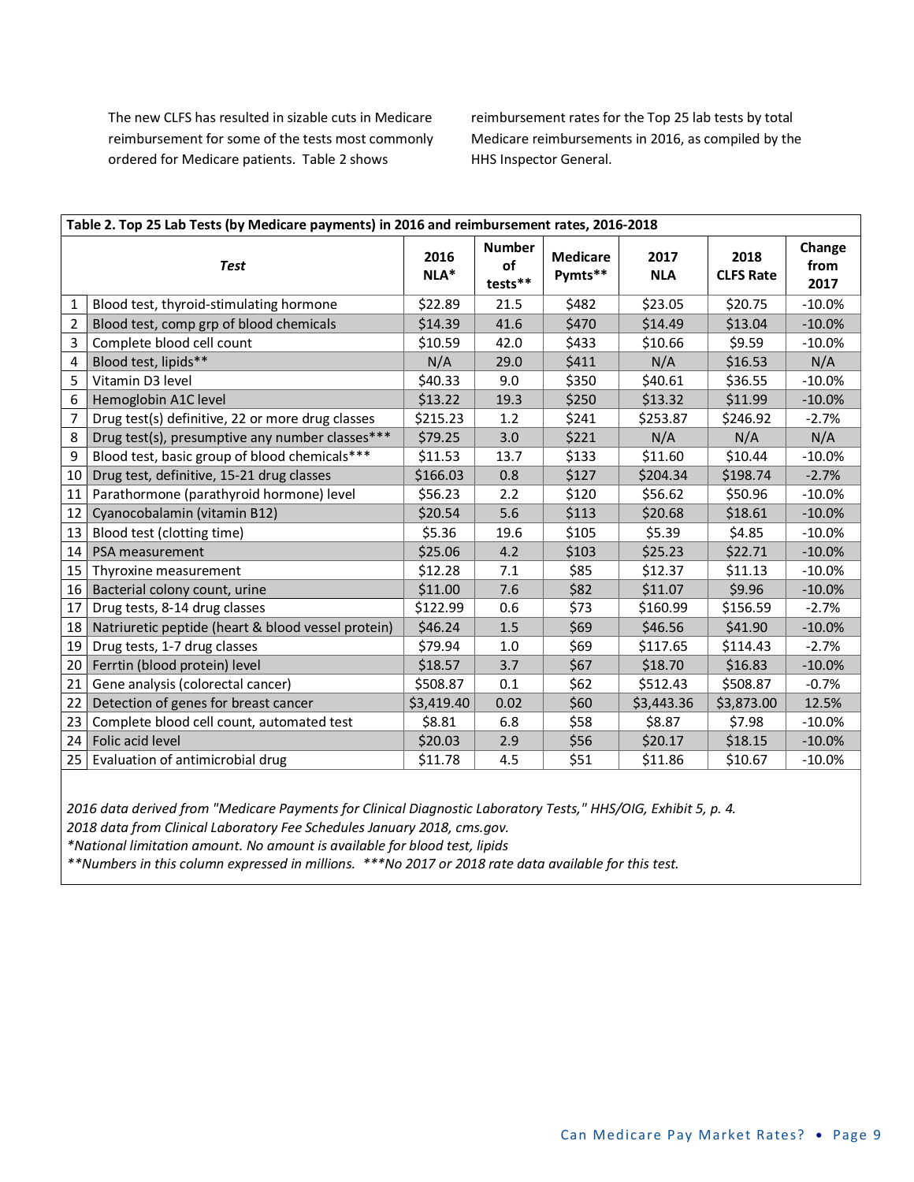The new CLFS has resulted in sizable cuts in Medicare reimbursement for some of the tests most commonly ordered for Medicare patients. Table 2 shows reimbursement rates for the Top 25 lab tests by total Medicare reimbursements in 2016, as compiled by the HHS Inspector General.

**Table 2. Top 25 Lab Tests (by Medicare payments) in 2016 and reimbursement rates, 2016-2018**

| | *Test* | 2016 NLA* | Number of tests** | Medicare Pymts** | 2017 NLA | 2018 CLFS Rate | Change from 2017 |
|---|---|---|---|---|---|---|---|
| 1 | Blood test, thyroid-stimulating hormone | $22.89 | 21.5 | $482 | $23.05 | $20.75 | -10.0% |
| 2 | Blood test, comp grp of blood chemicals | $14.39 | 41.6 | $470 | $14.49 | $13.04 | -10.0% |
| 3 | Complete blood cell count | $10.59 | 42.0 | $433 | $10.66 | $9.59 | -10.0% |
| 4 | Blood test, lipids** | N/A | 29.0 | $411 | N/A | $16.53 | N/A |
| 5 | Vitamin D3 level | $40.33 | 9.0 | $350 | $40.61 | $36.55 | -10.0% |
| 6 | Hemoglobin A1C level | $13.22 | 19.3 | $250 | $13.32 | $11.99 | -10.0% |
| 7 | Drug test(s) definitive, 22 or more drug classes | $215.23 | 1.2 | $241 | $253.87 | $246.92 | -2.7% |
| 8 | Drug test(s), presumptive any number classes*** | $79.25 | 3.0 | $221 | N/A | N/A | N/A |
| 9 | Blood test, basic group of blood chemicals*** | $11.53 | 13.7 | $133 | $11.60 | $10.44 | -10.0% |
| 10 | Drug test, definitive, 15-21 drug classes | $166.03 | 0.8 | $127 | $204.34 | $198.74 | -2.7% |
| 11 | Parathormone (parathyroid hormone) level | $56.23 | 2.2 | $120 | $56.62 | $50.96 | -10.0% |
| 12 | Cyanocobalamin (vitamin B12) | $20.54 | 5.6 | $113 | $20.68 | $18.61 | -10.0% |
| 13 | Blood test (clotting time) | $5.36 | 19.6 | $105 | $5.39 | $4.85 | -10.0% |
| 14 | PSA measurement | $25.06 | 4.2 | $103 | $25.23 | $22.71 | -10.0% |
| 15 | Thyroxine measurement | $12.28 | 7.1 | $85 | $12.37 | $11.13 | -10.0% |
| 16 | Bacterial colony count, urine | $11.00 | 7.6 | $82 | $11.07 | $9.96 | -10.0% |
| 17 | Drug tests, 8-14 drug classes | $122.99 | 0.6 | $73 | $160.99 | $156.59 | -2.7% |
| 18 | Natriuretic peptide (heart & blood vessel protein) | $46.24 | 1.5 | $69 | $46.56 | $41.90 | -10.0% |
| 19 | Drug tests, 1-7 drug classes | $79.94 | 1.0 | $69 | $117.65 | $114.43 | -2.7% |
| 20 | Ferrtin (blood protein) level | $18.57 | 3.7 | $67 | $18.70 | $16.83 | -10.0% |
| 21 | Gene analysis (colorectal cancer) | $508.87 | 0.1 | $62 | $512.43 | $508.87 | -0.7% |
| 22 | Detection of genes for breast cancer | $3,419.40 | 0.02 | $60 | $3,443.36 | $3,873.00 | 12.5% |
| 23 | Complete blood cell count, automated test | $8.81 | 6.8 | $58 | $8.87 | $7.98 | -10.0% |
| 24 | Folic acid level | $20.03 | 2.9 | $56 | $20.17 | $18.15 | -10.0% |
| 25 | Evaluation of antimicrobial drug | $11.78 | 4.5 | $51 | $11.86 | $10.67 | -10.0% |

*2016 data derived from "Medicare Payments for Clinical Diagnostic Laboratory Tests," HHS/OIG, Exhibit 5, p. 4.*
*2018 data from Clinical Laboratory Fee Schedules January 2018, cms.gov.*
*\*National limitation amount. No amount is available for blood test, lipids*
*\*\*Numbers in this column expressed in millions. \*\*\*No 2017 or 2018 rate data available for this test.*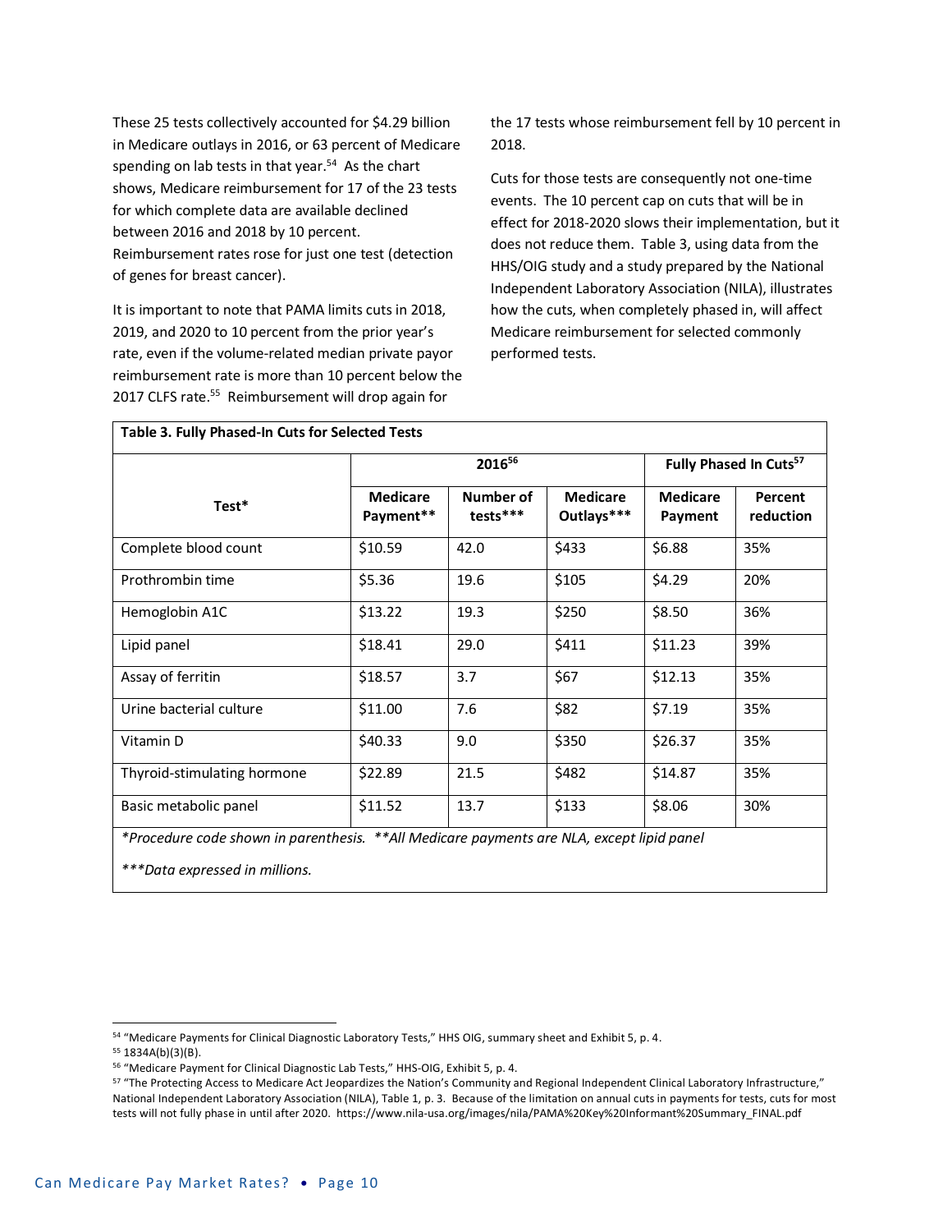These 25 tests collectively accounted for $4.29 billion in Medicare outlays in 2016, or 63 percent of Medicare spending on lab tests in that year.[54] As the chart shows, Medicare reimbursement for 17 of the 23 tests for which complete data are available declined between 2016 and 2018 by 10 percent. Reimbursement rates rose for just one test (detection of genes for breast cancer).

It is important to note that PAMA limits cuts in 2018, 2019, and 2020 to 10 percent from the prior year's rate, even if the volume-related median private payor reimbursement rate is more than 10 percent below the 2017 CLFS rate.[55] Reimbursement will drop again for the 17 tests whose reimbursement fell by 10 percent in 2018.

Cuts for those tests are consequently not one-time events. The 10 percent cap on cuts that will be in effect for 2018-2020 slows their implementation, but it does not reduce them. Table 3, using data from the HHS/OIG study and a study prepared by the National Independent Laboratory Association (NILA), illustrates how the cuts, when completely phased in, will affect Medicare reimbursement for selected commonly performed tests.

**Table 3. Fully Phased-In Cuts for Selected Tests**

| Test* | 2016[56] | | | Fully Phased In Cuts[57] | |
|---|---|---|---|---|---|
| | Medicare Payment** | Number of tests*** | Medicare Outlays*** | Medicare Payment | Percent reduction |
| Complete blood count | $10.59 | 42.0 | $433 | $6.88 | 35% |
| Prothrombin time | $5.36 | 19.6 | $105 | $4.29 | 20% |
| Hemoglobin A1C | $13.22 | 19.3 | $250 | $8.50 | 36% |
| Lipid panel | $18.41 | 29.0 | $411 | $11.23 | 39% |
| Assay of ferritin | $18.57 | 3.7 | $67 | $12.13 | 35% |
| Urine bacterial culture | $11.00 | 7.6 | $82 | $7.19 | 35% |
| Vitamin D | $40.33 | 9.0 | $350 | $26.37 | 35% |
| Thyroid-stimulating hormone | $22.89 | 21.5 | $482 | $14.87 | 35% |
| Basic metabolic panel | $11.52 | 13.7 | $133 | $8.06 | 30% |

*\*Procedure code shown in parenthesis. \*\*All Medicare payments are NLA, except lipid panel*

*\*\*\*Data expressed in millions.*

---

[54] "Medicare Payments for Clinical Diagnostic Laboratory Tests," HHS OIG, summary sheet and Exhibit 5, p. 4.

[55] 1834A(b)(3)(B).

[56] "Medicare Payment for Clinical Diagnostic Lab Tests," HHS-OIG, Exhibit 5, p. 4.

[57] "The Protecting Access to Medicare Act Jeopardizes the Nation's Community and Regional Independent Clinical Laboratory Infrastructure," National Independent Laboratory Association (NILA), Table 1, p. 3. Because of the limitation on annual cuts in payments for tests, cuts for most tests will not fully phase in until after 2020. https://www.nila-usa.org/images/nila/PAMA%20Key%20Informant%20Summary_FINAL.pdf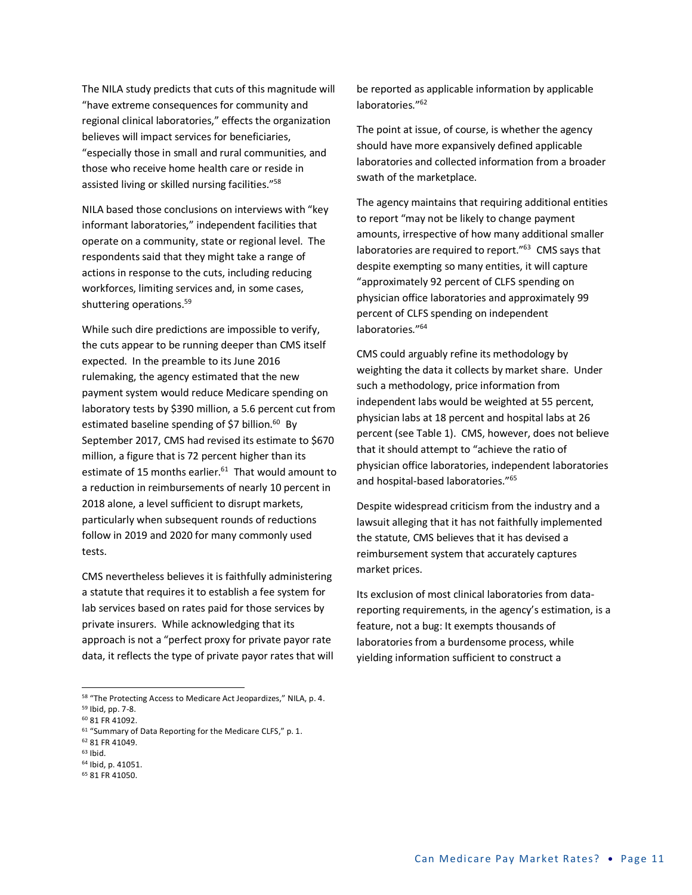The NILA study predicts that cuts of this magnitude will "have extreme consequences for community and regional clinical laboratories," effects the organization believes will impact services for beneficiaries, "especially those in small and rural communities, and those who receive home health care or reside in assisted living or skilled nursing facilities."[58]

NILA based those conclusions on interviews with "key informant laboratories," independent facilities that operate on a community, state or regional level. The respondents said that they might take a range of actions in response to the cuts, including reducing workforces, limiting services and, in some cases, shuttering operations.[59]

While such dire predictions are impossible to verify, the cuts appear to be running deeper than CMS itself expected. In the preamble to its June 2016 rulemaking, the agency estimated that the new payment system would reduce Medicare spending on laboratory tests by $390 million, a 5.6 percent cut from estimated baseline spending of $7 billion.[60] By September 2017, CMS had revised its estimate to $670 million, a figure that is 72 percent higher than its estimate of 15 months earlier.[61] That would amount to a reduction in reimbursements of nearly 10 percent in 2018 alone, a level sufficient to disrupt markets, particularly when subsequent rounds of reductions follow in 2019 and 2020 for many commonly used tests.

CMS nevertheless believes it is faithfully administering a statute that requires it to establish a fee system for lab services based on rates paid for those services by private insurers. While acknowledging that its approach is not a "perfect proxy for private payor rate data, it reflects the type of private payor rates that will be reported as applicable information by applicable laboratories."[62]

The point at issue, of course, is whether the agency should have more expansively defined applicable laboratories and collected information from a broader swath of the marketplace.

The agency maintains that requiring additional entities to report "may not be likely to change payment amounts, irrespective of how many additional smaller laboratories are required to report."[63] CMS says that despite exempting so many entities, it will capture "approximately 92 percent of CLFS spending on physician office laboratories and approximately 99 percent of CLFS spending on independent laboratories."[64]

CMS could arguably refine its methodology by weighting the data it collects by market share. Under such a methodology, price information from independent labs would be weighted at 55 percent, physician labs at 18 percent and hospital labs at 26 percent (see Table 1). CMS, however, does not believe that it should attempt to "achieve the ratio of physician office laboratories, independent laboratories and hospital-based laboratories."[65]

Despite widespread criticism from the industry and a lawsuit alleging that it has not faithfully implemented the statute, CMS believes that it has devised a reimbursement system that accurately captures market prices.

Its exclusion of most clinical laboratories from data-reporting requirements, in the agency's estimation, is a feature, not a bug: It exempts thousands of laboratories from a burdensome process, while yielding information sufficient to construct a

---

[58] "The Protecting Access to Medicare Act Jeopardizes," NILA, p. 4.
[59] Ibid, pp. 7-8.
[60] 81 FR 41092.
[61] "Summary of Data Reporting for the Medicare CLFS," p. 1.
[62] 81 FR 41049.
[63] Ibid.
[64] Ibid, p. 41051.
[65] 81 FR 41050.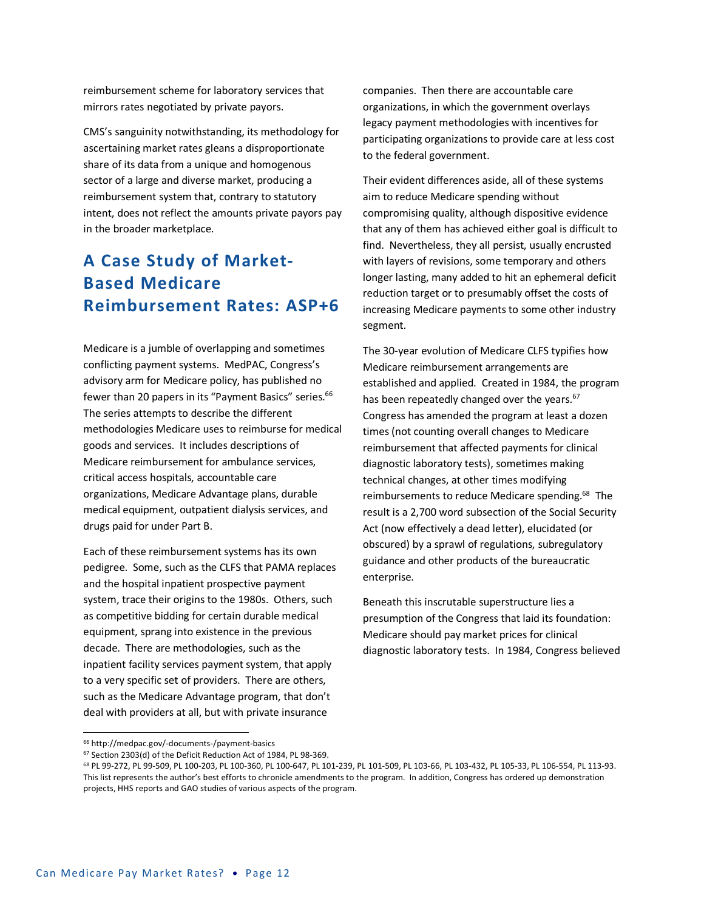reimbursement scheme for laboratory services that mirrors rates negotiated by private payors.

CMS's sanguinity notwithstanding, its methodology for ascertaining market rates gleans a disproportionate share of its data from a unique and homogenous sector of a large and diverse market, producing a reimbursement system that, contrary to statutory intent, does not reflect the amounts private payors pay in the broader marketplace.

## A Case Study of Market-Based Medicare Reimbursement Rates: ASP+6

Medicare is a jumble of overlapping and sometimes conflicting payment systems. MedPAC, Congress's advisory arm for Medicare policy, has published no fewer than 20 papers in its "Payment Basics" series.[66] The series attempts to describe the different methodologies Medicare uses to reimburse for medical goods and services. It includes descriptions of Medicare reimbursement for ambulance services, critical access hospitals, accountable care organizations, Medicare Advantage plans, durable medical equipment, outpatient dialysis services, and drugs paid for under Part B.

Each of these reimbursement systems has its own pedigree. Some, such as the CLFS that PAMA replaces and the hospital inpatient prospective payment system, trace their origins to the 1980s. Others, such as competitive bidding for certain durable medical equipment, sprang into existence in the previous decade. There are methodologies, such as the inpatient facility services payment system, that apply to a very specific set of providers. There are others, such as the Medicare Advantage program, that don't deal with providers at all, but with private insurance companies. Then there are accountable care organizations, in which the government overlays legacy payment methodologies with incentives for participating organizations to provide care at less cost to the federal government.

Their evident differences aside, all of these systems aim to reduce Medicare spending without compromising quality, although dispositive evidence that any of them has achieved either goal is difficult to find. Nevertheless, they all persist, usually encrusted with layers of revisions, some temporary and others longer lasting, many added to hit an ephemeral deficit reduction target or to presumably offset the costs of increasing Medicare payments to some other industry segment.

The 30-year evolution of Medicare CLFS typifies how Medicare reimbursement arrangements are established and applied. Created in 1984, the program has been repeatedly changed over the years.[67] Congress has amended the program at least a dozen times (not counting overall changes to Medicare reimbursement that affected payments for clinical diagnostic laboratory tests), sometimes making technical changes, at other times modifying reimbursements to reduce Medicare spending.[68] The result is a 2,700 word subsection of the Social Security Act (now effectively a dead letter), elucidated (or obscured) by a sprawl of regulations, subregulatory guidance and other products of the bureaucratic enterprise.

Beneath this inscrutable superstructure lies a presumption of the Congress that laid its foundation: Medicare should pay market prices for clinical diagnostic laboratory tests. In 1984, Congress believed

---

[66] http://medpac.gov/-documents-/payment-basics

[67] Section 2303(d) of the Deficit Reduction Act of 1984, PL 98-369.

[68] PL 99-272, PL 99-509, PL 100-203, PL 100-360, PL 100-647, PL 101-239, PL 101-509, PL 103-66, PL 103-432, PL 105-33, PL 106-554, PL 113-93. This list represents the author's best efforts to chronicle amendments to the program. In addition, Congress has ordered up demonstration projects, HHS reports and GAO studies of various aspects of the program.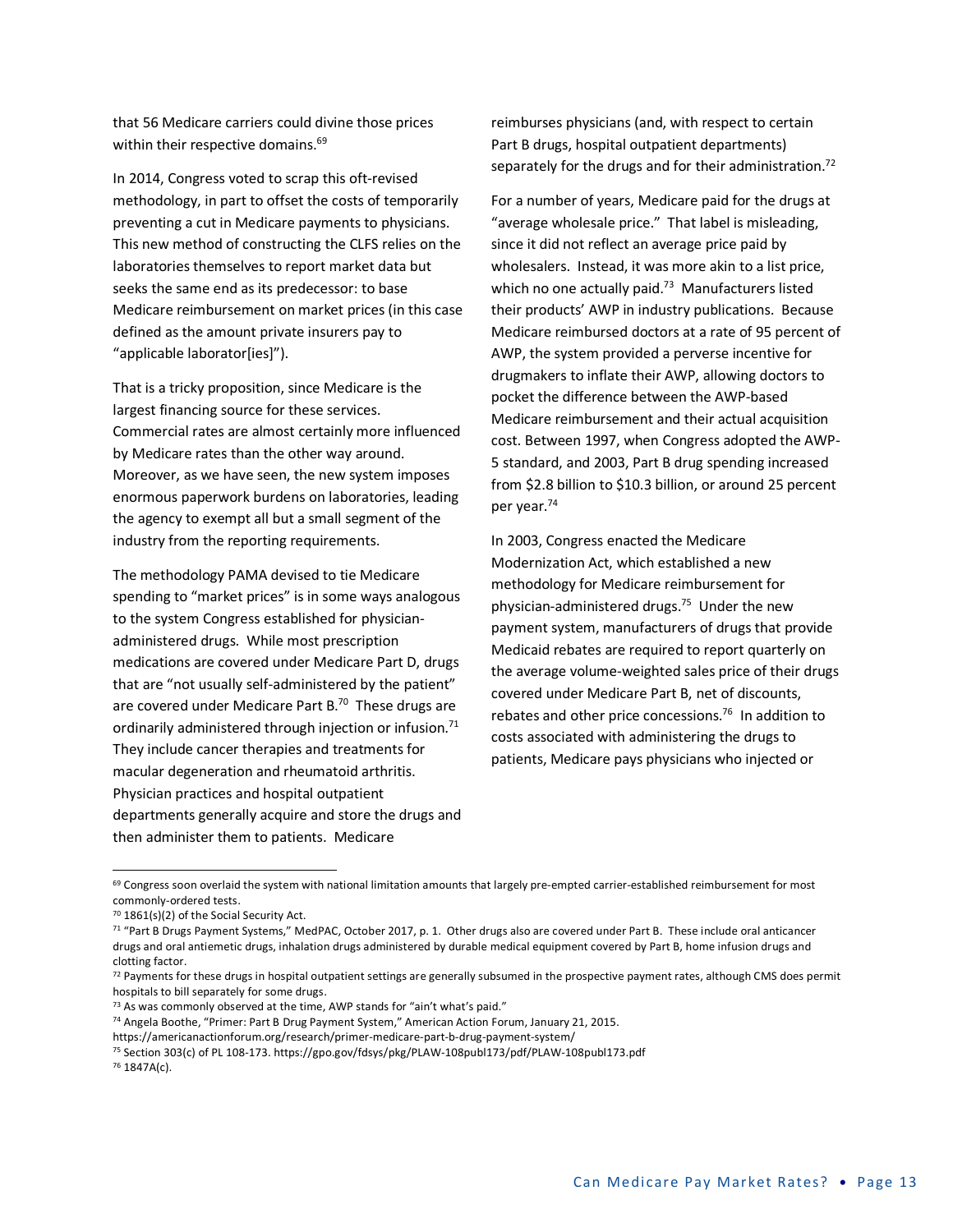that 56 Medicare carriers could divine those prices within their respective domains.[69]

In 2014, Congress voted to scrap this oft-revised methodology, in part to offset the costs of temporarily preventing a cut in Medicare payments to physicians. This new method of constructing the CLFS relies on the laboratories themselves to report market data but seeks the same end as its predecessor: to base Medicare reimbursement on market prices (in this case defined as the amount private insurers pay to "applicable laborator[ies]").

That is a tricky proposition, since Medicare is the largest financing source for these services. Commercial rates are almost certainly more influenced by Medicare rates than the other way around. Moreover, as we have seen, the new system imposes enormous paperwork burdens on laboratories, leading the agency to exempt all but a small segment of the industry from the reporting requirements.

The methodology PAMA devised to tie Medicare spending to "market prices" is in some ways analogous to the system Congress established for physician-administered drugs. While most prescription medications are covered under Medicare Part D, drugs that are "not usually self-administered by the patient" are covered under Medicare Part B.[70] These drugs are ordinarily administered through injection or infusion.[71] They include cancer therapies and treatments for macular degeneration and rheumatoid arthritis. Physician practices and hospital outpatient departments generally acquire and store the drugs and then administer them to patients. Medicare reimburses physicians (and, with respect to certain Part B drugs, hospital outpatient departments) separately for the drugs and for their administration.[72]

For a number of years, Medicare paid for the drugs at "average wholesale price." That label is misleading, since it did not reflect an average price paid by wholesalers. Instead, it was more akin to a list price, which no one actually paid.[73] Manufacturers listed their products' AWP in industry publications. Because Medicare reimbursed doctors at a rate of 95 percent of AWP, the system provided a perverse incentive for drugmakers to inflate their AWP, allowing doctors to pocket the difference between the AWP-based Medicare reimbursement and their actual acquisition cost. Between 1997, when Congress adopted the AWP-5 standard, and 2003, Part B drug spending increased from $2.8 billion to $10.3 billion, or around 25 percent per year.[74]

In 2003, Congress enacted the Medicare Modernization Act, which established a new methodology for Medicare reimbursement for physician-administered drugs.[75] Under the new payment system, manufacturers of drugs that provide Medicaid rebates are required to report quarterly on the average volume-weighted sales price of their drugs covered under Medicare Part B, net of discounts, rebates and other price concessions.[76] In addition to costs associated with administering the drugs to patients, Medicare pays physicians who injected or

---

[69] Congress soon overlaid the system with national limitation amounts that largely pre-empted carrier-established reimbursement for most commonly-ordered tests.

[70] 1861(s)(2) of the Social Security Act.

[71] "Part B Drugs Payment Systems," MedPAC, October 2017, p. 1. Other drugs also are covered under Part B. These include oral anticancer drugs and oral antiemetic drugs, inhalation drugs administered by durable medical equipment covered by Part B, home infusion drugs and clotting factor.

[72] Payments for these drugs in hospital outpatient settings are generally subsumed in the prospective payment rates, although CMS does permit hospitals to bill separately for some drugs.

[73] As was commonly observed at the time, AWP stands for "ain't what's paid."

[74] Angela Boothe, "Primer: Part B Drug Payment System," American Action Forum, January 21, 2015. https://americanactionforum.org/research/primer-medicare-part-b-drug-payment-system/

[75] Section 303(c) of PL 108-173. https://gpo.gov/fdsys/pkg/PLAW-108publ173/pdf/PLAW-108publ173.pdf

[76] 1847A(c).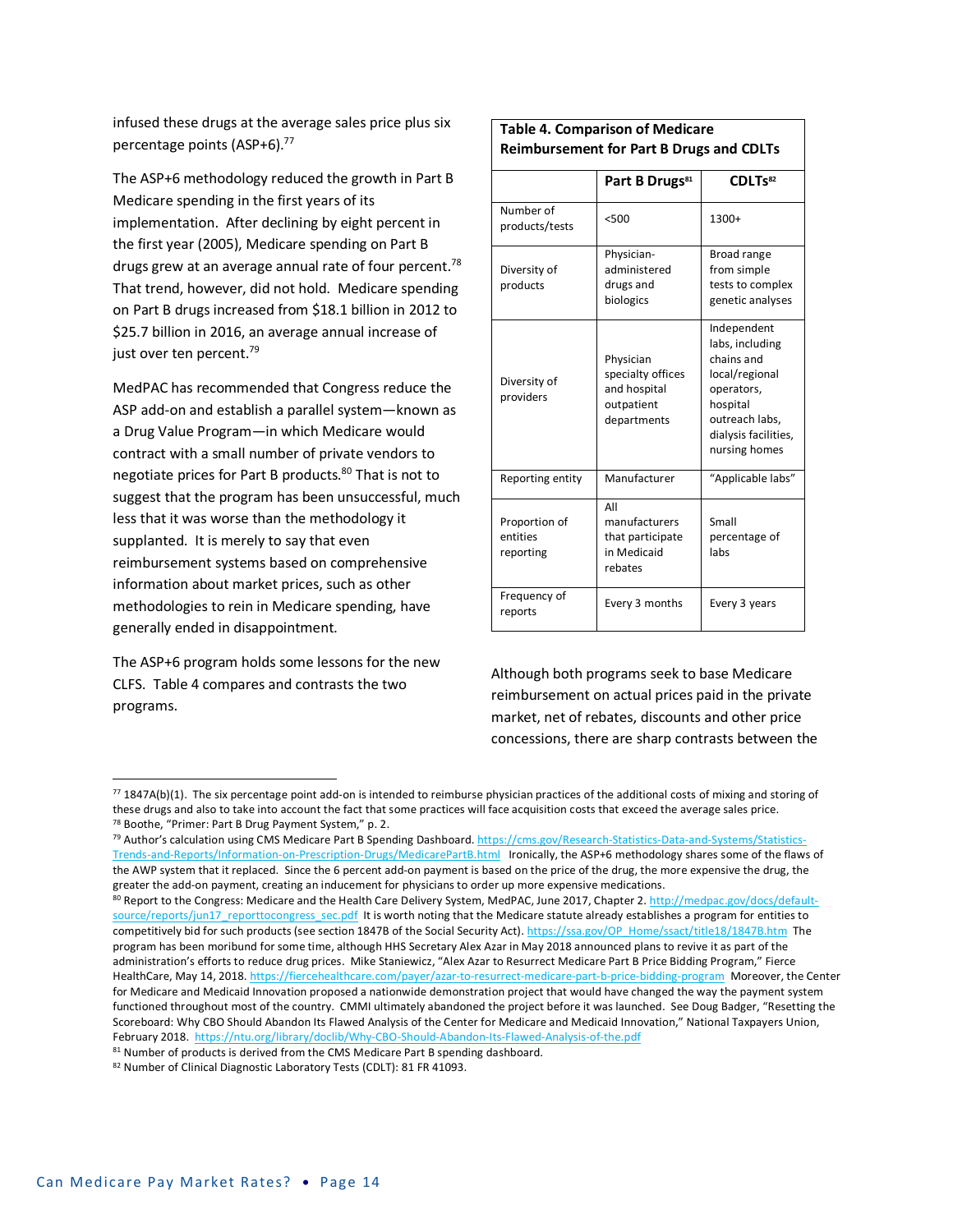infused these drugs at the average sales price plus six percentage points (ASP+6).[77]

The ASP+6 methodology reduced the growth in Part B Medicare spending in the first years of its implementation. After declining by eight percent in the first year (2005), Medicare spending on Part B drugs grew at an average annual rate of four percent.[78] That trend, however, did not hold. Medicare spending on Part B drugs increased from $18.1 billion in 2012 to $25.7 billion in 2016, an average annual increase of just over ten percent.[79]

MedPAC has recommended that Congress reduce the ASP add-on and establish a parallel system—known as a Drug Value Program—in which Medicare would contract with a small number of private vendors to negotiate prices for Part B products.[80] That is not to suggest that the program has been unsuccessful, much less that it was worse than the methodology it supplanted. It is merely to say that even reimbursement systems based on comprehensive information about market prices, such as other methodologies to rein in Medicare spending, have generally ended in disappointment.

The ASP+6 program holds some lessons for the new CLFS. Table 4 compares and contrasts the two programs.

**Table 4. Comparison of Medicare Reimbursement for Part B Drugs and CDLTs**

| | Part B Drugs[81] | CDLTs[82] |
|---|---|---|
| Number of products/tests | <500 | 1300+ |
| Diversity of products | Physician-administered drugs and biologics | Broad range from simple tests to complex genetic analyses |
| Diversity of providers | Physician specialty offices and hospital outpatient departments | Independent labs, including chains and local/regional operators, hospital outreach labs, dialysis facilities, nursing homes |
| Reporting entity | Manufacturer | "Applicable labs" |
| Proportion of entities reporting | All manufacturers that participate in Medicaid rebates | Small percentage of labs |
| Frequency of reports | Every 3 months | Every 3 years |

Although both programs seek to base Medicare reimbursement on actual prices paid in the private market, net of rebates, discounts and other price concessions, there are sharp contrasts between the

---

[77] 1847A(b)(1). The six percentage point add-on is intended to reimburse physician practices of the additional costs of mixing and storing of these drugs and also to take into account the fact that some practices will face acquisition costs that exceed the average sales price.

[78] Boothe, "Primer: Part B Drug Payment System," p. 2.

[79] Author's calculation using CMS Medicare Part B Spending Dashboard. https://cms.gov/Research-Statistics-Data-and-Systems/Statistics-Trends-and-Reports/Information-on-Prescription-Drugs/MedicarePartB.html Ironically, the ASP+6 methodology shares some of the flaws of the AWP system that it replaced. Since the 6 percent add-on payment is based on the price of the drug, the more expensive the drug, the greater the add-on payment, creating an inducement for physicians to order up more expensive medications.

[80] Report to the Congress: Medicare and the Health Care Delivery System, MedPAC, June 2017, Chapter 2. http://medpac.gov/docs/default-source/reports/jun17_reporttocongress_sec.pdf It is worth noting that the Medicare statute already establishes a program for entities to competitively bid for such products (see section 1847B of the Social Security Act). https://ssa.gov/OP_Home/ssact/title18/1847B.htm The program has been moribund for some time, although HHS Secretary Alex Azar in May 2018 announced plans to revive it as part of the administration's efforts to reduce drug prices. Mike Staniewicz, "Alex Azar to Resurrect Medicare Part B Price Bidding Program," Fierce HealthCare, May 14, 2018. https://fiercehealthcare.com/payer/azar-to-resurrect-medicare-part-b-price-bidding-program Moreover, the Center for Medicare and Medicaid Innovation proposed a nationwide demonstration project that would have changed the way the payment system functioned throughout most of the country. CMMI ultimately abandoned the project before it was launched. See Doug Badger, "Resetting the Scoreboard: Why CBO Should Abandon Its Flawed Analysis of the Center for Medicare and Medicaid Innovation," National Taxpayers Union, February 2018. https://ntu.org/library/doclib/Why-CBO-Should-Abandon-Its-Flawed-Analysis-of-the.pdf

[81] Number of products is derived from the CMS Medicare Part B spending dashboard.

[82] Number of Clinical Diagnostic Laboratory Tests (CDLT): 81 FR 41093.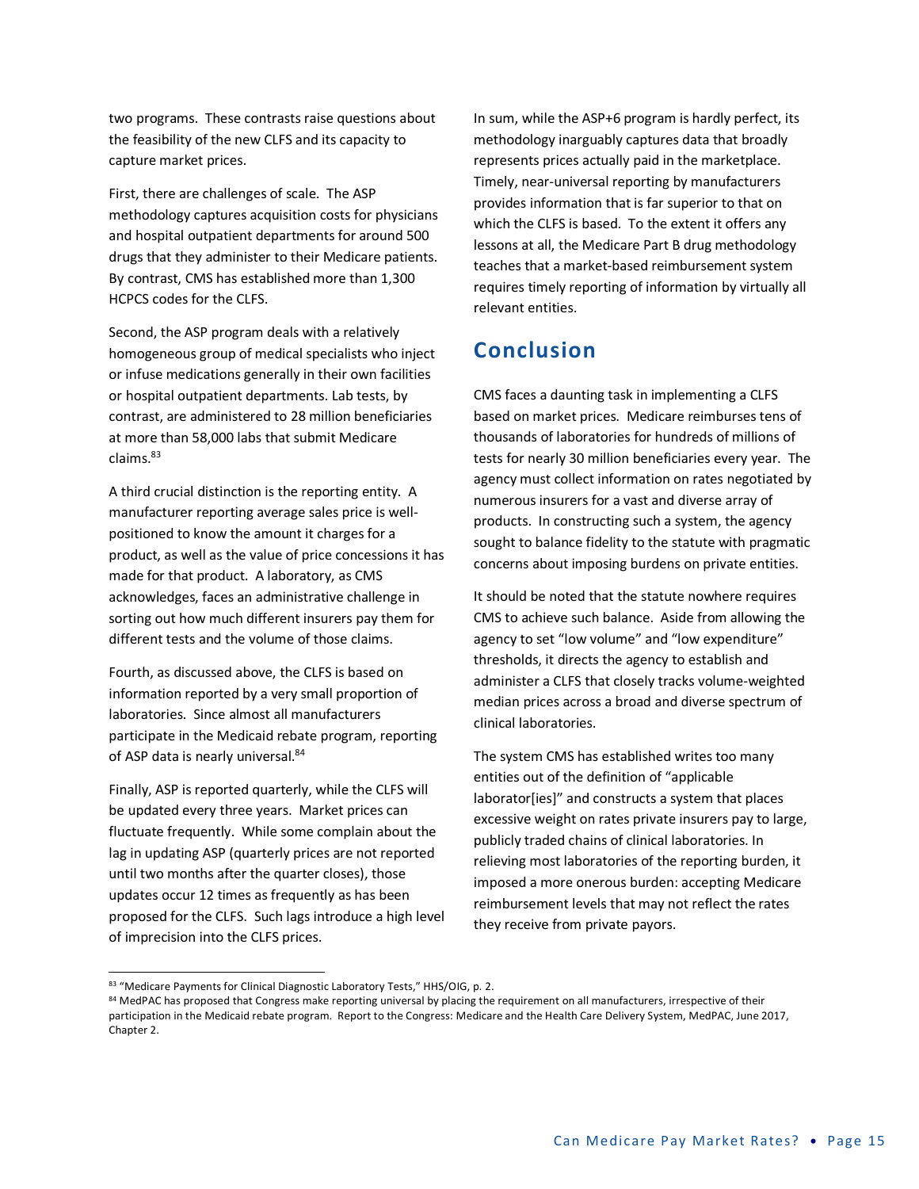two programs. These contrasts raise questions about the feasibility of the new CLFS and its capacity to capture market prices.

First, there are challenges of scale. The ASP methodology captures acquisition costs for physicians and hospital outpatient departments for around 500 drugs that they administer to their Medicare patients. By contrast, CMS has established more than 1,300 HCPCS codes for the CLFS.

Second, the ASP program deals with a relatively homogeneous group of medical specialists who inject or infuse medications generally in their own facilities or hospital outpatient departments. Lab tests, by contrast, are administered to 28 million beneficiaries at more than 58,000 labs that submit Medicare claims.[83]

A third crucial distinction is the reporting entity. A manufacturer reporting average sales price is well-positioned to know the amount it charges for a product, as well as the value of price concessions it has made for that product. A laboratory, as CMS acknowledges, faces an administrative challenge in sorting out how much different insurers pay them for different tests and the volume of those claims.

Fourth, as discussed above, the CLFS is based on information reported by a very small proportion of laboratories. Since almost all manufacturers participate in the Medicaid rebate program, reporting of ASP data is nearly universal.[84]

Finally, ASP is reported quarterly, while the CLFS will be updated every three years. Market prices can fluctuate frequently. While some complain about the lag in updating ASP (quarterly prices are not reported until two months after the quarter closes), those updates occur 12 times as frequently as has been proposed for the CLFS. Such lags introduce a high level of imprecision into the CLFS prices.

In sum, while the ASP+6 program is hardly perfect, its methodology inarguably captures data that broadly represents prices actually paid in the marketplace. Timely, near-universal reporting by manufacturers provides information that is far superior to that on which the CLFS is based. To the extent it offers any lessons at all, the Medicare Part B drug methodology teaches that a market-based reimbursement system requires timely reporting of information by virtually all relevant entities.

## Conclusion

CMS faces a daunting task in implementing a CLFS based on market prices. Medicare reimburses tens of thousands of laboratories for hundreds of millions of tests for nearly 30 million beneficiaries every year. The agency must collect information on rates negotiated by numerous insurers for a vast and diverse array of products. In constructing such a system, the agency sought to balance fidelity to the statute with pragmatic concerns about imposing burdens on private entities.

It should be noted that the statute nowhere requires CMS to achieve such balance. Aside from allowing the agency to set "low volume" and "low expenditure" thresholds, it directs the agency to establish and administer a CLFS that closely tracks volume-weighted median prices across a broad and diverse spectrum of clinical laboratories.

The system CMS has established writes too many entities out of the definition of "applicable laborator[ies]" and constructs a system that places excessive weight on rates private insurers pay to large, publicly traded chains of clinical laboratories. In relieving most laboratories of the reporting burden, it imposed a more onerous burden: accepting Medicare reimbursement levels that may not reflect the rates they receive from private payors.

---

[83] "Medicare Payments for Clinical Diagnostic Laboratory Tests," HHS/OIG, p. 2.

[84] MedPAC has proposed that Congress make reporting universal by placing the requirement on all manufacturers, irrespective of their participation in the Medicaid rebate program. Report to the Congress: Medicare and the Health Care Delivery System, MedPAC, June 2017, Chapter 2.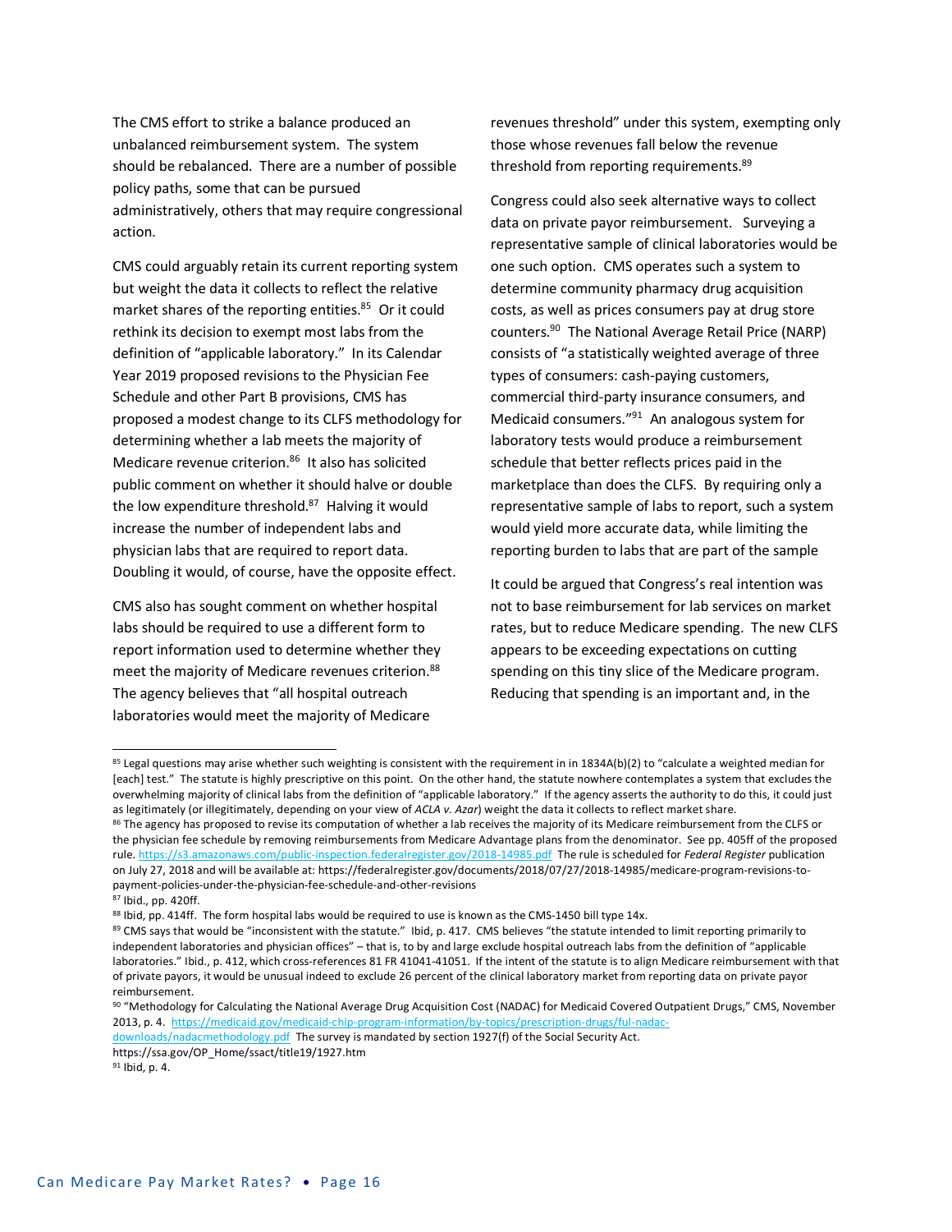The CMS effort to strike a balance produced an unbalanced reimbursement system. The system should be rebalanced. There are a number of possible policy paths, some that can be pursued administratively, others that may require congressional action.

CMS could arguably retain its current reporting system but weight the data it collects to reflect the relative market shares of the reporting entities.[85] Or it could rethink its decision to exempt most labs from the definition of "applicable laboratory." In its Calendar Year 2019 proposed revisions to the Physician Fee Schedule and other Part B provisions, CMS has proposed a modest change to its CLFS methodology for determining whether a lab meets the majority of Medicare revenue criterion.[86] It also has solicited public comment on whether it should halve or double the low expenditure threshold.[87] Halving it would increase the number of independent labs and physician labs that are required to report data. Doubling it would, of course, have the opposite effect.

CMS also has sought comment on whether hospital labs should be required to use a different form to report information used to determine whether they meet the majority of Medicare revenues criterion.[88] The agency believes that "all hospital outreach laboratories would meet the majority of Medicare revenues threshold" under this system, exempting only those whose revenues fall below the revenue threshold from reporting requirements.[89]

Congress could also seek alternative ways to collect data on private payor reimbursement. Surveying a representative sample of clinical laboratories would be one such option. CMS operates such a system to determine community pharmacy drug acquisition costs, as well as prices consumers pay at drug store counters.[90] The National Average Retail Price (NARP) consists of "a statistically weighted average of three types of consumers: cash-paying customers, commercial third-party insurance consumers, and Medicaid consumers."[91] An analogous system for laboratory tests would produce a reimbursement schedule that better reflects prices paid in the marketplace than does the CLFS. By requiring only a representative sample of labs to report, such a system would yield more accurate data, while limiting the reporting burden to labs that are part of the sample

It could be argued that Congress's real intention was not to base reimbursement for lab services on market rates, but to reduce Medicare spending. The new CLFS appears to be exceeding expectations on cutting spending on this tiny slice of the Medicare program. Reducing that spending is an important and, in the

---

[85] Legal questions may arise whether such weighting is consistent with the requirement in in 1834A(b)(2) to "calculate a weighted median for [each] test." The statute is highly prescriptive on this point. On the other hand, the statute nowhere contemplates a system that excludes the overwhelming majority of clinical labs from the definition of "applicable laboratory." If the agency asserts the authority to do this, it could just as legitimately (or illegitimately, depending on your view of *ACLA v. Azar*) weight the data it collects to reflect market share.

[86] The agency has proposed to revise its computation of whether a lab receives the majority of its Medicare reimbursement from the CLFS or the physician fee schedule by removing reimbursements from Medicare Advantage plans from the denominator. See pp. 405ff of the proposed rule. https://s3.amazonaws.com/public-inspection.federalregister.gov/2018-14985.pdf The rule is scheduled for *Federal Register* publication on July 27, 2018 and will be available at: https://federalregister.gov/documents/2018/07/27/2018-14985/medicare-program-revisions-to-payment-policies-under-the-physician-fee-schedule-and-other-revisions

[87] Ibid., pp. 420ff.

[88] Ibid, pp. 414ff. The form hospital labs would be required to use is known as the CMS-1450 bill type 14x.

[89] CMS says that would be "inconsistent with the statute." Ibid, p. 417. CMS believes "the statute intended to limit reporting primarily to independent laboratories and physician offices" – that is, to by and large exclude hospital outreach labs from the definition of "applicable laboratories." Ibid., p. 412, which cross-references 81 FR 41041-41051. If the intent of the statute is to align Medicare reimbursement with that of private payors, it would be unusual indeed to exclude 26 percent of the clinical laboratory market from reporting data on private payor reimbursement.

[90] "Methodology for Calculating the National Average Drug Acquisition Cost (NADAC) for Medicaid Covered Outpatient Drugs," CMS, November 2013, p. 4. https://medicaid.gov/medicaid-chip-program-information/by-topics/prescription-drugs/ful-nadac-downloads/nadacmethodology.pdf The survey is mandated by section 1927(f) of the Social Security Act. https://ssa.gov/OP_Home/ssact/title19/1927.htm

[91] Ibid, p. 4.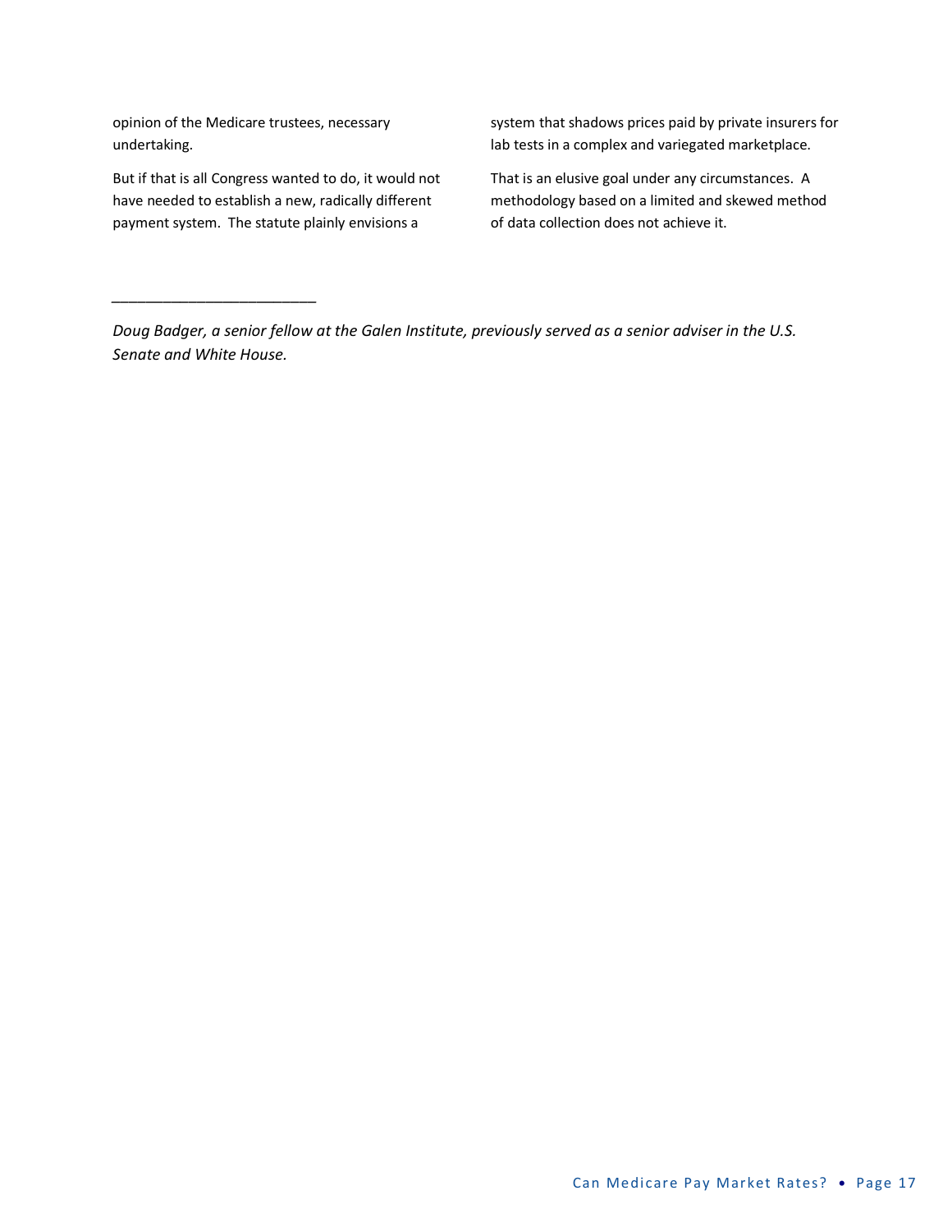opinion of the Medicare trustees, necessary undertaking.

But if that is all Congress wanted to do, it would not have needed to establish a new, radically different payment system. The statute plainly envisions a system that shadows prices paid by private insurers for lab tests in a complex and variegated marketplace.

That is an elusive goal under any circumstances. A methodology based on a limited and skewed method of data collection does not achieve it.

---

*Doug Badger, a senior fellow at the Galen Institute, previously served as a senior adviser in the U.S. Senate and White House.*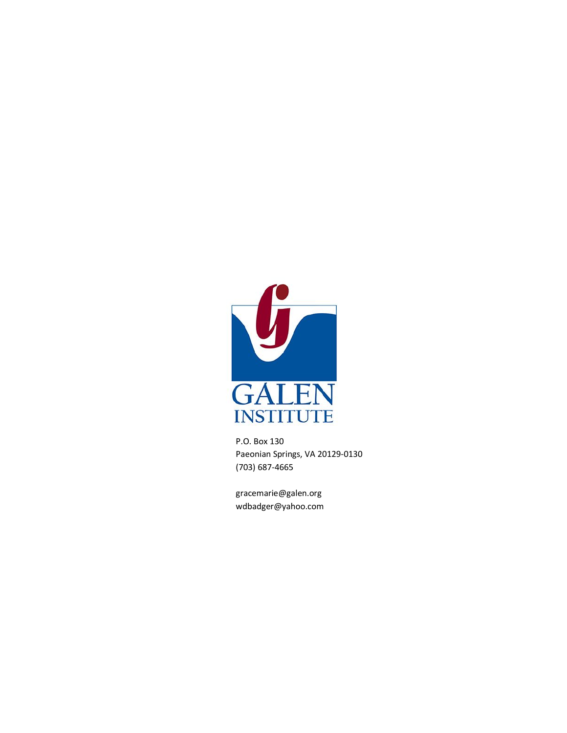GALEN INSTITUTE

P.O. Box 130
Paeonian Springs, VA 20129-0130
(703) 687-4665

gracemarie@galen.org
wdbadger@yahoo.com